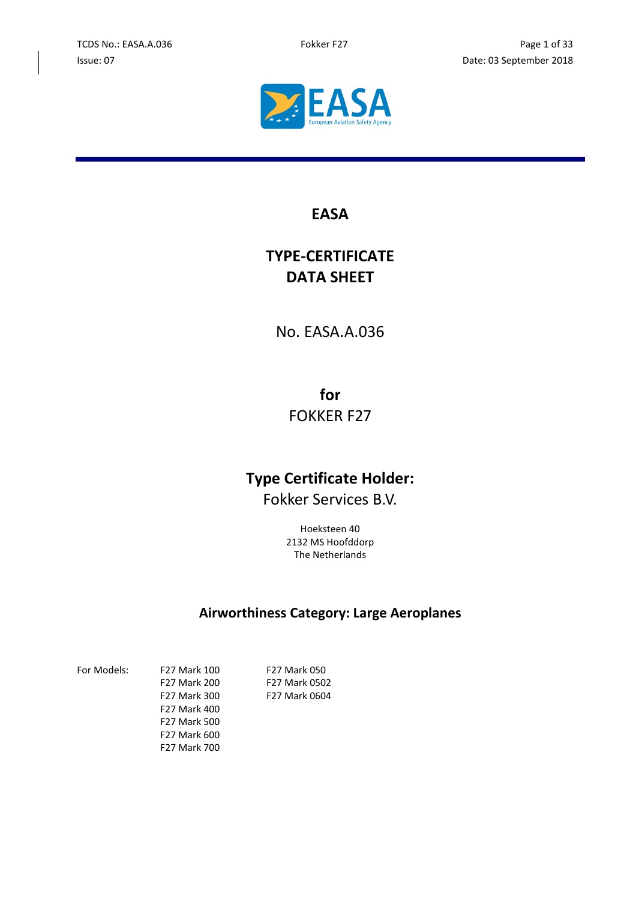# EASA

# TYPE-CERTIFICATE DATA SHEET

No. EASA.A.036

**for**

FOKKER F27

## Type Certificate Holder:

Fokker Services B.V.

Hoeksteen 40
2132 MS Hoofddorp
The Netherlands

## Airworthiness Category: Large Aeroplanes

| For Models: | | |
|---|---|---|
| | F27 Mark 100 | F27 Mark 050 |
| | F27 Mark 200 | F27 Mark 0502 |
| | F27 Mark 300 | F27 Mark 0604 |
| | F27 Mark 400 | |
| | F27 Mark 500 | |
| | F27 Mark 600 | |
| | F27 Mark 700 | |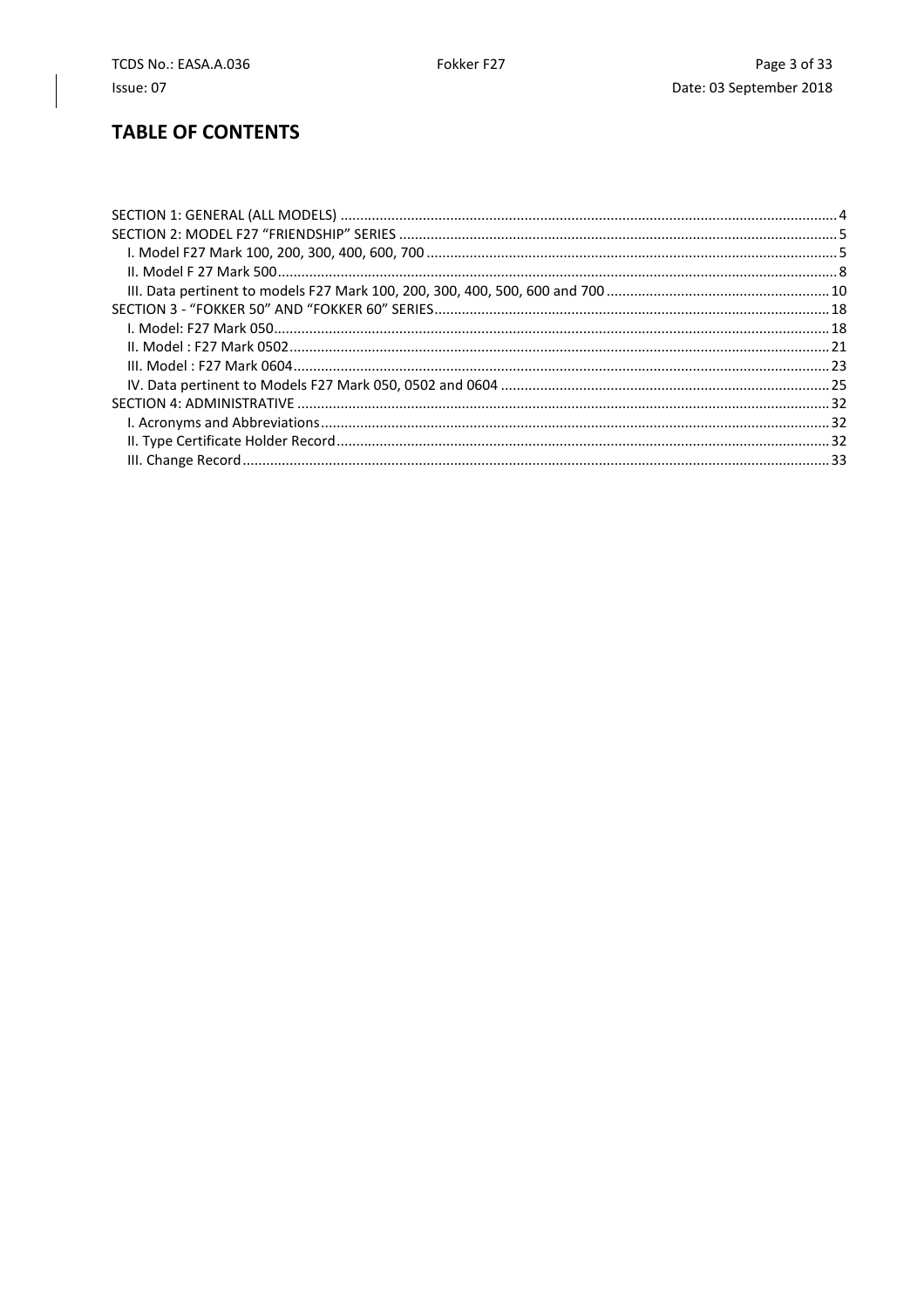# TABLE OF CONTENTS

SECTION 1: GENERAL (ALL MODELS) .......... 4
SECTION 2: MODEL F27 “FRIENDSHIP” SERIES .......... 5
- I. Model F27 Mark 100, 200, 300, 400, 600, 700 .......... 5
- II. Model F 27 Mark 500 .......... 8
- III. Data pertinent to models F27 Mark 100, 200, 300, 400, 500, 600 and 700 .......... 10

SECTION 3 - “FOKKER 50” AND “FOKKER 60” SERIES .......... 18
- I. Model: F27 Mark 050 .......... 18
- II. Model : F27 Mark 0502 .......... 21
- III. Model : F27 Mark 0604 .......... 23
- IV. Data pertinent to Models F27 Mark 050, 0502 and 0604 .......... 25

SECTION 4: ADMINISTRATIVE .......... 32
- I. Acronyms and Abbreviations .......... 32
- II. Type Certificate Holder Record .......... 32
- III. Change Record .......... 33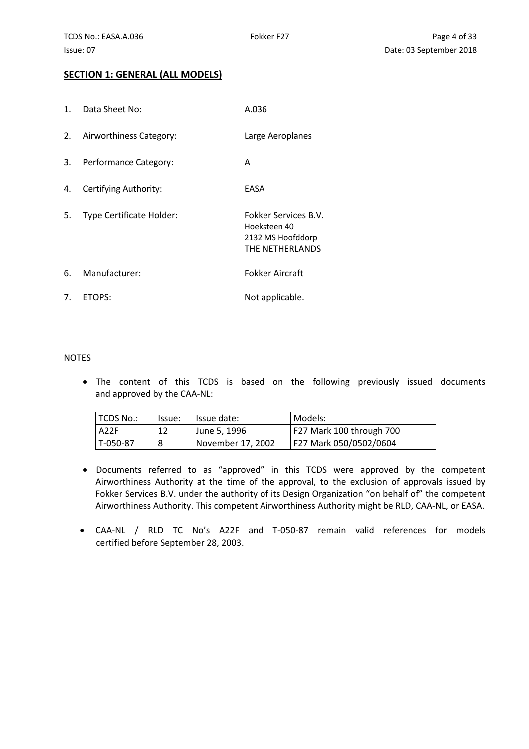## SECTION 1: GENERAL (ALL MODELS)

1. Data Sheet No: A.036

2. Airworthiness Category: Large Aeroplanes

3. Performance Category: A

4. Certifying Authority: EASA

5. Type Certificate Holder: Fokker Services B.V.
   Hoeksteen 40
   2132 MS Hoofddorp
   THE NETHERLANDS

6. Manufacturer: Fokker Aircraft

7. ETOPS: Not applicable.

NOTES

- The content of this TCDS is based on the following previously issued documents and approved by the CAA-NL:

| TCDS No.: | Issue: | Issue date: | Models: |
|---|---|---|---|
| A22F | 12 | June 5, 1996 | F27 Mark 100 through 700 |
| T-050-87 | 8 | November 17, 2002 | F27 Mark 050/0502/0604 |

- Documents referred to as “approved” in this TCDS were approved by the competent Airworthiness Authority at the time of the approval, to the exclusion of approvals issued by Fokker Services B.V. under the authority of its Design Organization “on behalf of” the competent Airworthiness Authority. This competent Airworthiness Authority might be RLD, CAA-NL, or EASA.

- CAA-NL / RLD TC No’s A22F and T-050-87 remain valid references for models certified before September 28, 2003.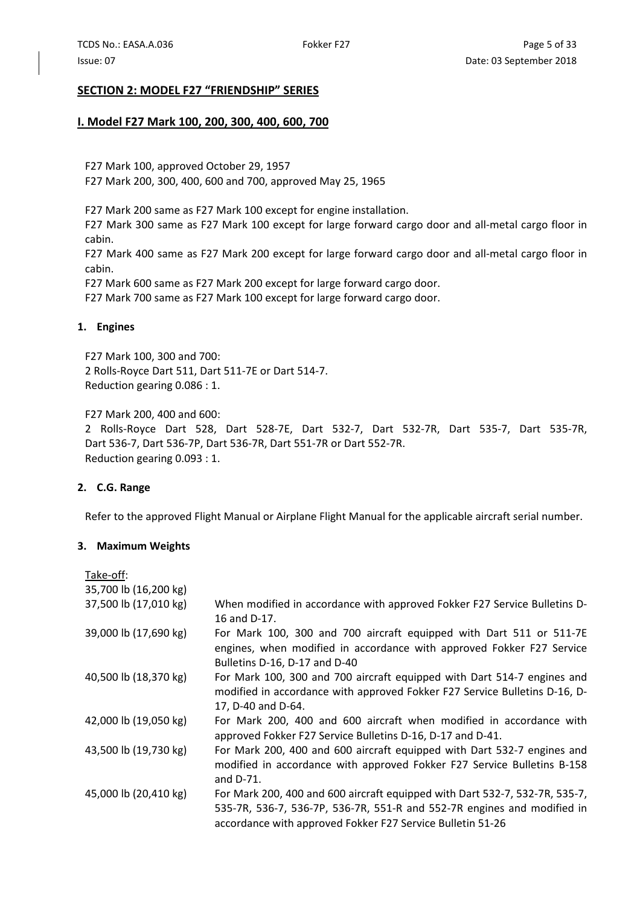## SECTION 2: MODEL F27 "FRIENDSHIP" SERIES

### I. Model F27 Mark 100, 200, 300, 400, 600, 700

F27 Mark 100, approved October 29, 1957
F27 Mark 200, 300, 400, 600 and 700, approved May 25, 1965

F27 Mark 200 same as F27 Mark 100 except for engine installation.
F27 Mark 300 same as F27 Mark 100 except for large forward cargo door and all-metal cargo floor in cabin.
F27 Mark 400 same as F27 Mark 200 except for large forward cargo door and all-metal cargo floor in cabin.
F27 Mark 600 same as F27 Mark 200 except for large forward cargo door.
F27 Mark 700 same as F27 Mark 100 except for large forward cargo door.

#### 1. Engines

F27 Mark 100, 300 and 700:
2 Rolls-Royce Dart 511, Dart 511-7E or Dart 514-7.
Reduction gearing 0.086 : 1.

F27 Mark 200, 400 and 600:
2 Rolls-Royce Dart 528, Dart 528-7E, Dart 532-7, Dart 532-7R, Dart 535-7, Dart 535-7R, Dart 536-7, Dart 536-7P, Dart 536-7R, Dart 551-7R or Dart 552-7R.
Reduction gearing 0.093 : 1.

#### 2. C.G. Range

Refer to the approved Flight Manual or Airplane Flight Manual for the applicable aircraft serial number.

#### 3. Maximum Weights

Take-off:

| | |
|---|---|
| 35,700 lb (16,200 kg) | |
| 37,500 lb (17,010 kg) | When modified in accordance with approved Fokker F27 Service Bulletins D-16 and D-17. |
| 39,000 lb (17,690 kg) | For Mark 100, 300 and 700 aircraft equipped with Dart 511 or 511-7E engines, when modified in accordance with approved Fokker F27 Service Bulletins D-16, D-17 and D-40 |
| 40,500 lb (18,370 kg) | For Mark 100, 300 and 700 aircraft equipped with Dart 514-7 engines and modified in accordance with approved Fokker F27 Service Bulletins D-16, D-17, D-40 and D-64. |
| 42,000 lb (19,050 kg) | For Mark 200, 400 and 600 aircraft when modified in accordance with approved Fokker F27 Service Bulletins D-16, D-17 and D-41. |
| 43,500 lb (19,730 kg) | For Mark 200, 400 and 600 aircraft equipped with Dart 532-7 engines and modified in accordance with approved Fokker F27 Service Bulletins B-158 and D-71. |
| 45,000 lb (20,410 kg) | For Mark 200, 400 and 600 aircraft equipped with Dart 532-7, 532-7R, 535-7, 535-7R, 536-7, 536-7P, 536-7R, 551-R and 552-7R engines and modified in accordance with approved Fokker F27 Service Bulletin 51-26 |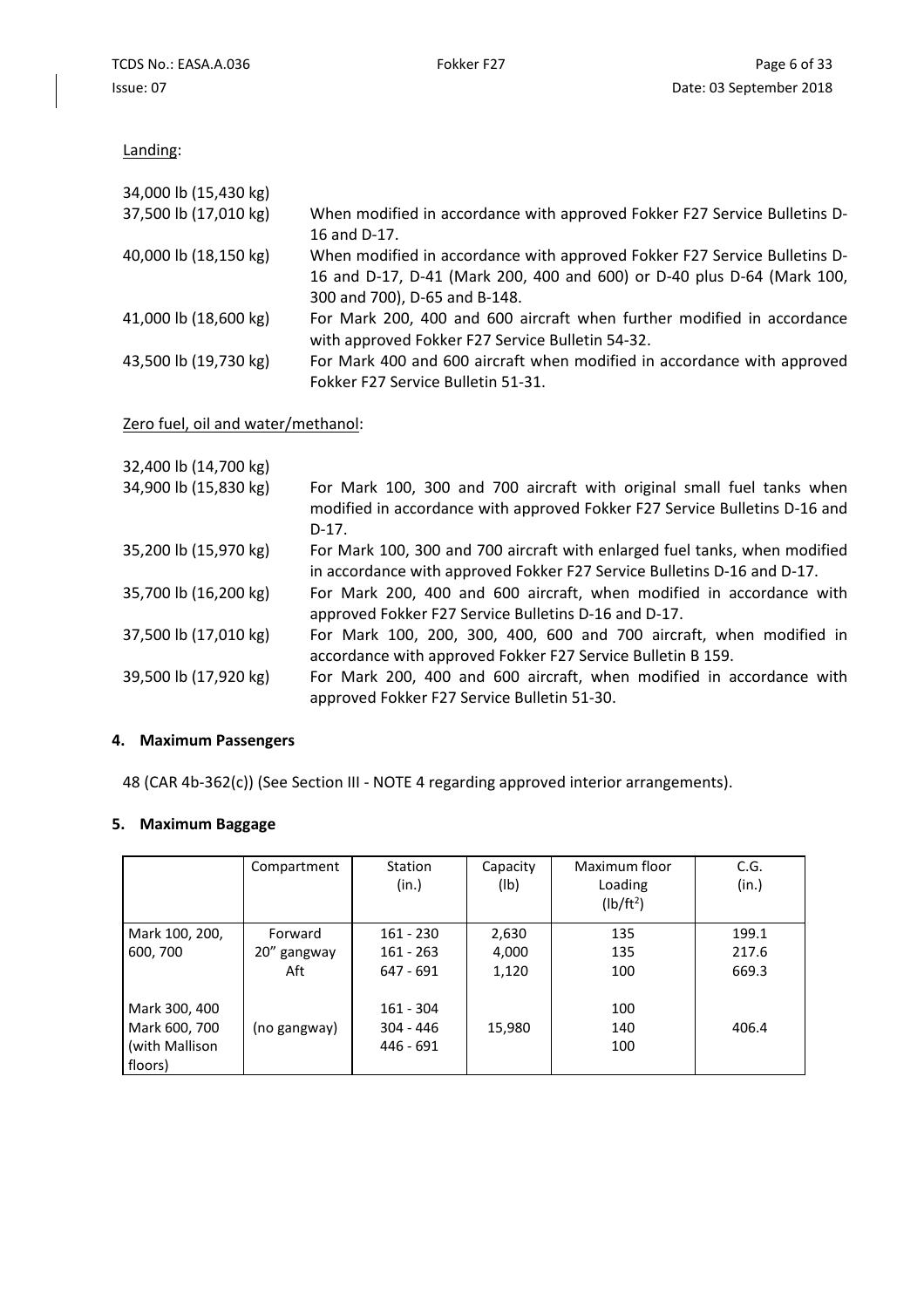Landing:

| | |
|---|---|
| 34,000 lb (15,430 kg) | |
| 37,500 lb (17,010 kg) | When modified in accordance with approved Fokker F27 Service Bulletins D-16 and D-17. |
| 40,000 lb (18,150 kg) | When modified in accordance with approved Fokker F27 Service Bulletins D-16 and D-17, D-41 (Mark 200, 400 and 600) or D-40 plus D-64 (Mark 100, 300 and 700), D-65 and B-148. |
| 41,000 lb (18,600 kg) | For Mark 200, 400 and 600 aircraft when further modified in accordance with approved Fokker F27 Service Bulletin 54-32. |
| 43,500 lb (19,730 kg) | For Mark 400 and 600 aircraft when modified in accordance with approved Fokker F27 Service Bulletin 51-31. |

Zero fuel, oil and water/methanol:

| | |
|---|---|
| 32,400 lb (14,700 kg) | |
| 34,900 lb (15,830 kg) | For Mark 100, 300 and 700 aircraft with original small fuel tanks when modified in accordance with approved Fokker F27 Service Bulletins D-16 and D-17. |
| 35,200 lb (15,970 kg) | For Mark 100, 300 and 700 aircraft with enlarged fuel tanks, when modified in accordance with approved Fokker F27 Service Bulletins D-16 and D-17. |
| 35,700 lb (16,200 kg) | For Mark 200, 400 and 600 aircraft, when modified in accordance with approved Fokker F27 Service Bulletins D-16 and D-17. |
| 37,500 lb (17,010 kg) | For Mark 100, 200, 300, 400, 600 and 700 aircraft, when modified in accordance with approved Fokker F27 Service Bulletin B 159. |
| 39,500 lb (17,920 kg) | For Mark 200, 400 and 600 aircraft, when modified in accordance with approved Fokker F27 Service Bulletin 51-30. |

**4. Maximum Passengers**

48 (CAR 4b-362(c)) (See Section III - NOTE 4 regarding approved interior arrangements).

**5. Maximum Baggage**

| | Compartment | Station (in.) | Capacity (lb) | Maximum floor Loading (lb/ft²) | C.G. (in.) |
|---|---|---|---|---|---|
| Mark 100, 200, 600, 700 | Forward | 161 - 230 | 2,630 | 135 | 199.1 |
| | 20" gangway | 161 - 263 | 4,000 | 135 | 217.6 |
| | Aft | 647 - 691 | 1,120 | 100 | 669.3 |
| Mark 300, 400 Mark 600, 700 (with Mallison floors) | (no gangway) | 161 - 304 | 15,980 | 100 | 406.4 |
| | | 304 - 446 | | 140 | |
| | | 446 - 691 | | 100 | |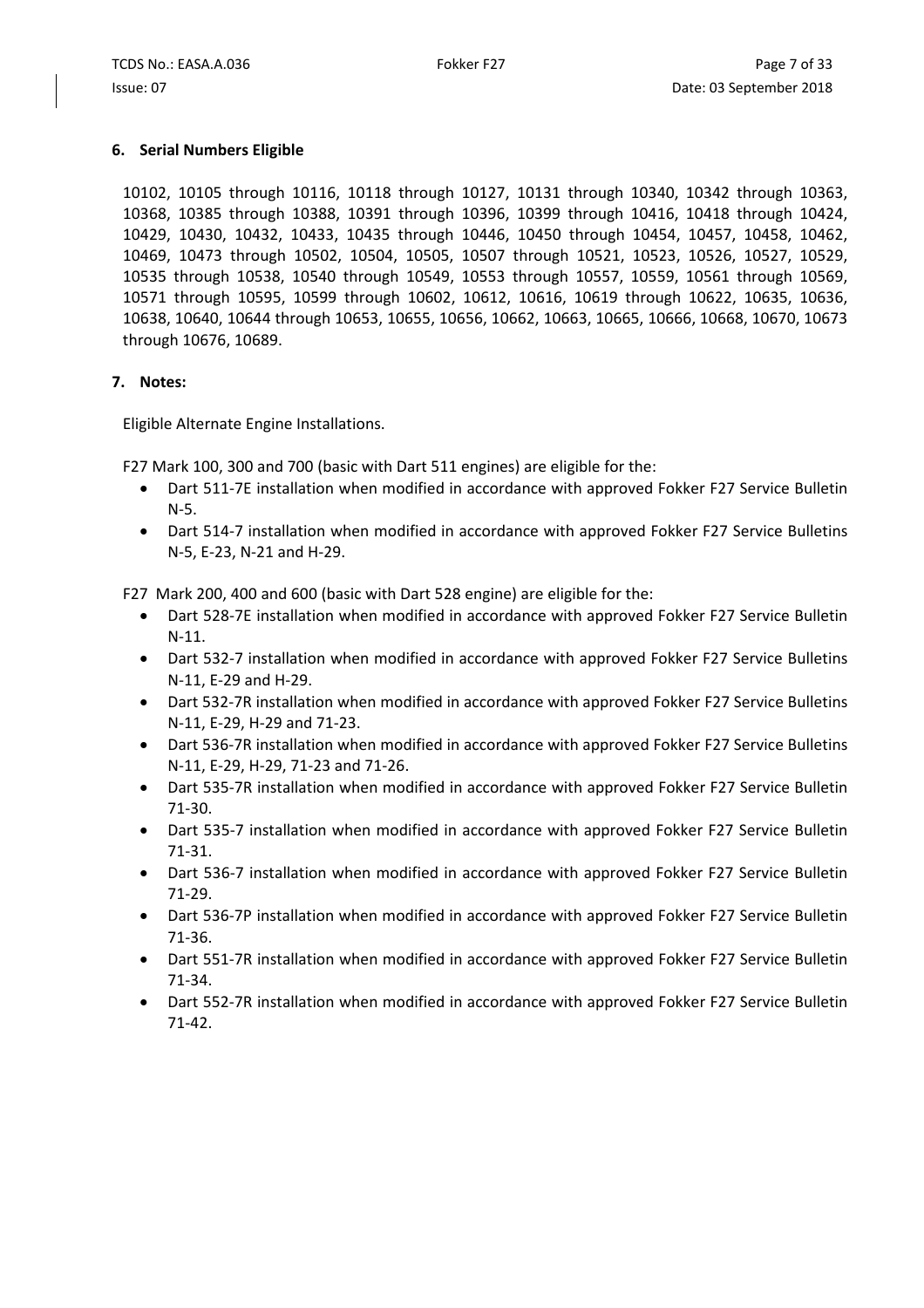### 6. Serial Numbers Eligible

10102, 10105 through 10116, 10118 through 10127, 10131 through 10340, 10342 through 10363, 10368, 10385 through 10388, 10391 through 10396, 10399 through 10416, 10418 through 10424, 10429, 10430, 10432, 10433, 10435 through 10446, 10450 through 10454, 10457, 10458, 10462, 10469, 10473 through 10502, 10504, 10505, 10507 through 10521, 10523, 10526, 10527, 10529, 10535 through 10538, 10540 through 10549, 10553 through 10557, 10559, 10561 through 10569, 10571 through 10595, 10599 through 10602, 10612, 10616, 10619 through 10622, 10635, 10636, 10638, 10640, 10644 through 10653, 10655, 10656, 10662, 10663, 10665, 10666, 10668, 10670, 10673 through 10676, 10689.

### 7. Notes:

Eligible Alternate Engine Installations.

F27 Mark 100, 300 and 700 (basic with Dart 511 engines) are eligible for the:

- Dart 511-7E installation when modified in accordance with approved Fokker F27 Service Bulletin N-5.
- Dart 514-7 installation when modified in accordance with approved Fokker F27 Service Bulletins N-5, E-23, N-21 and H-29.

F27 Mark 200, 400 and 600 (basic with Dart 528 engine) are eligible for the:

- Dart 528-7E installation when modified in accordance with approved Fokker F27 Service Bulletin N-11.
- Dart 532-7 installation when modified in accordance with approved Fokker F27 Service Bulletins N-11, E-29 and H-29.
- Dart 532-7R installation when modified in accordance with approved Fokker F27 Service Bulletins N-11, E-29, H-29 and 71-23.
- Dart 536-7R installation when modified in accordance with approved Fokker F27 Service Bulletins N-11, E-29, H-29, 71-23 and 71-26.
- Dart 535-7R installation when modified in accordance with approved Fokker F27 Service Bulletin 71-30.
- Dart 535-7 installation when modified in accordance with approved Fokker F27 Service Bulletin 71-31.
- Dart 536-7 installation when modified in accordance with approved Fokker F27 Service Bulletin 71-29.
- Dart 536-7P installation when modified in accordance with approved Fokker F27 Service Bulletin 71-36.
- Dart 551-7R installation when modified in accordance with approved Fokker F27 Service Bulletin 71-34.
- Dart 552-7R installation when modified in accordance with approved Fokker F27 Service Bulletin 71-42.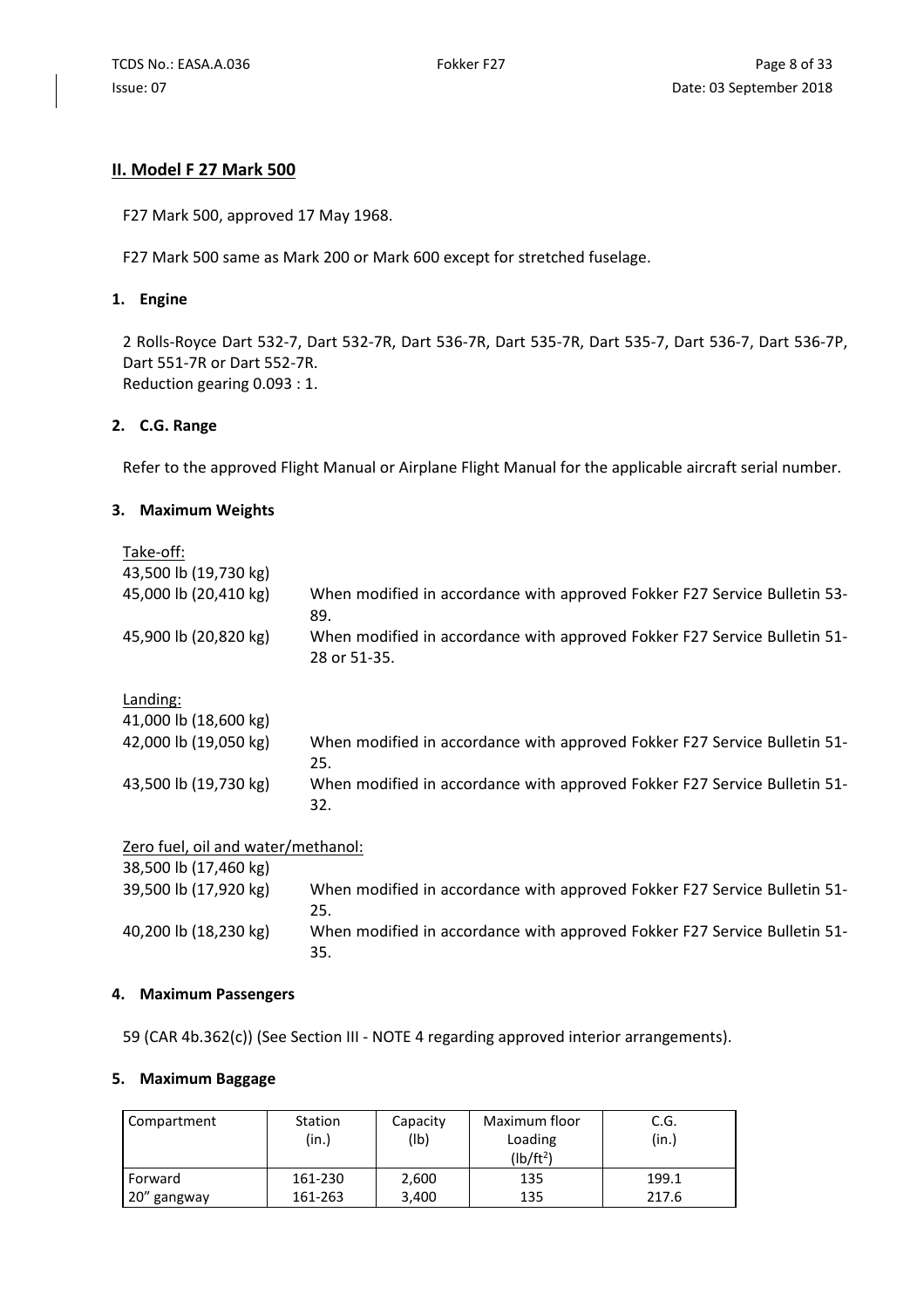## II. Model F 27 Mark 500

F27 Mark 500, approved 17 May 1968.

F27 Mark 500 same as Mark 200 or Mark 600 except for stretched fuselage.

### 1. Engine

2 Rolls-Royce Dart 532-7, Dart 532-7R, Dart 536-7R, Dart 535-7R, Dart 535-7, Dart 536-7, Dart 536-7P, Dart 551-7R or Dart 552-7R.
Reduction gearing 0.093 : 1.

### 2. C.G. Range

Refer to the approved Flight Manual or Airplane Flight Manual for the applicable aircraft serial number.

### 3. Maximum Weights

Take-off:

| | |
|---|---|
| 43,500 lb (19,730 kg) | |
| 45,000 lb (20,410 kg) | When modified in accordance with approved Fokker F27 Service Bulletin 53-89. |
| 45,900 lb (20,820 kg) | When modified in accordance with approved Fokker F27 Service Bulletin 51-28 or 51-35. |

Landing:

| | |
|---|---|
| 41,000 lb (18,600 kg) | |
| 42,000 lb (19,050 kg) | When modified in accordance with approved Fokker F27 Service Bulletin 51-25. |
| 43,500 lb (19,730 kg) | When modified in accordance with approved Fokker F27 Service Bulletin 51-32. |

Zero fuel, oil and water/methanol:

| | |
|---|---|
| 38,500 lb (17,460 kg) | |
| 39,500 lb (17,920 kg) | When modified in accordance with approved Fokker F27 Service Bulletin 51-25. |
| 40,200 lb (18,230 kg) | When modified in accordance with approved Fokker F27 Service Bulletin 51-35. |

### 4. Maximum Passengers

59 (CAR 4b.362(c)) (See Section III - NOTE 4 regarding approved interior arrangements).

### 5. Maximum Baggage

| Compartment | Station (in.) | Capacity (lb) | Maximum floor Loading (lb/ft$^2$) | C.G. (in.) |
|---|---|---|---|---|
| Forward | 161-230 | 2,600 | 135 | 199.1 |
| 20" gangway | 161-263 | 3,400 | 135 | 217.6 |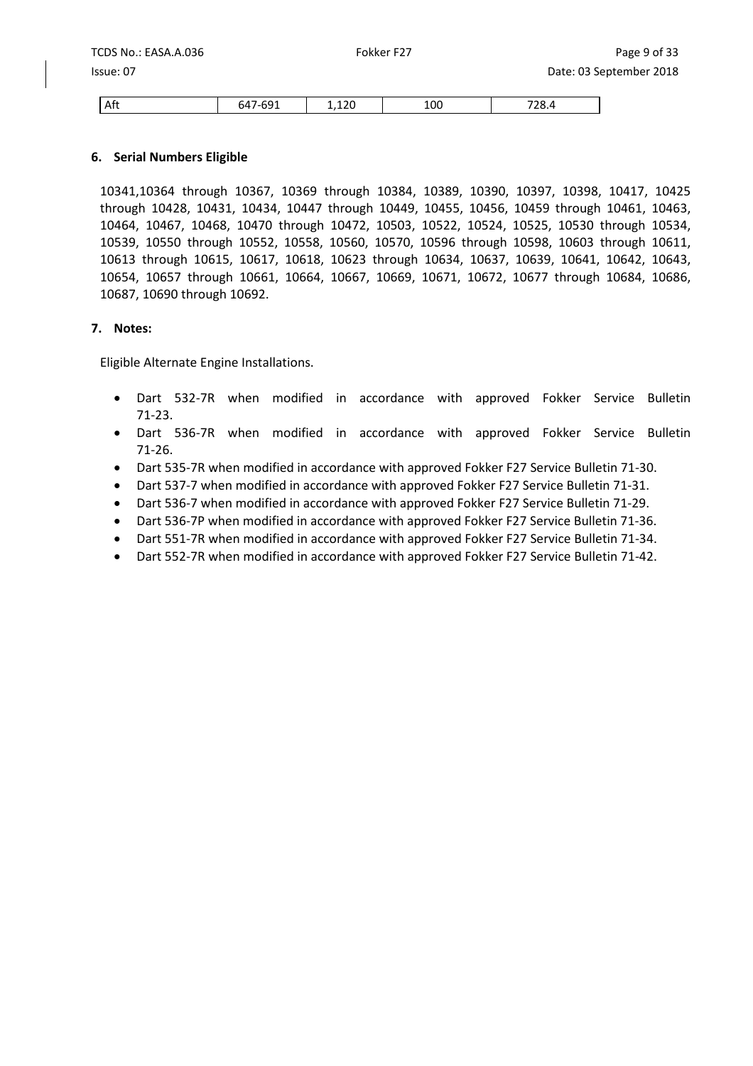| Aft | 647-691 | 1,120 | 100 | 728.4 |
|---|---|---|---|---|

## 6. Serial Numbers Eligible

10341,10364 through 10367, 10369 through 10384, 10389, 10390, 10397, 10398, 10417, 10425 through 10428, 10431, 10434, 10447 through 10449, 10455, 10456, 10459 through 10461, 10463, 10464, 10467, 10468, 10470 through 10472, 10503, 10522, 10524, 10525, 10530 through 10534, 10539, 10550 through 10552, 10558, 10560, 10570, 10596 through 10598, 10603 through 10611, 10613 through 10615, 10617, 10618, 10623 through 10634, 10637, 10639, 10641, 10642, 10643, 10654, 10657 through 10661, 10664, 10667, 10669, 10671, 10672, 10677 through 10684, 10686, 10687, 10690 through 10692.

## 7. Notes:

Eligible Alternate Engine Installations.

- Dart 532-7R when modified in accordance with approved Fokker Service Bulletin 71-23.
- Dart 536-7R when modified in accordance with approved Fokker Service Bulletin 71-26.
- Dart 535-7R when modified in accordance with approved Fokker F27 Service Bulletin 71-30.
- Dart 537-7 when modified in accordance with approved Fokker F27 Service Bulletin 71-31.
- Dart 536-7 when modified in accordance with approved Fokker F27 Service Bulletin 71-29.
- Dart 536-7P when modified in accordance with approved Fokker F27 Service Bulletin 71-36.
- Dart 551-7R when modified in accordance with approved Fokker F27 Service Bulletin 71-34.
- Dart 552-7R when modified in accordance with approved Fokker F27 Service Bulletin 71-42.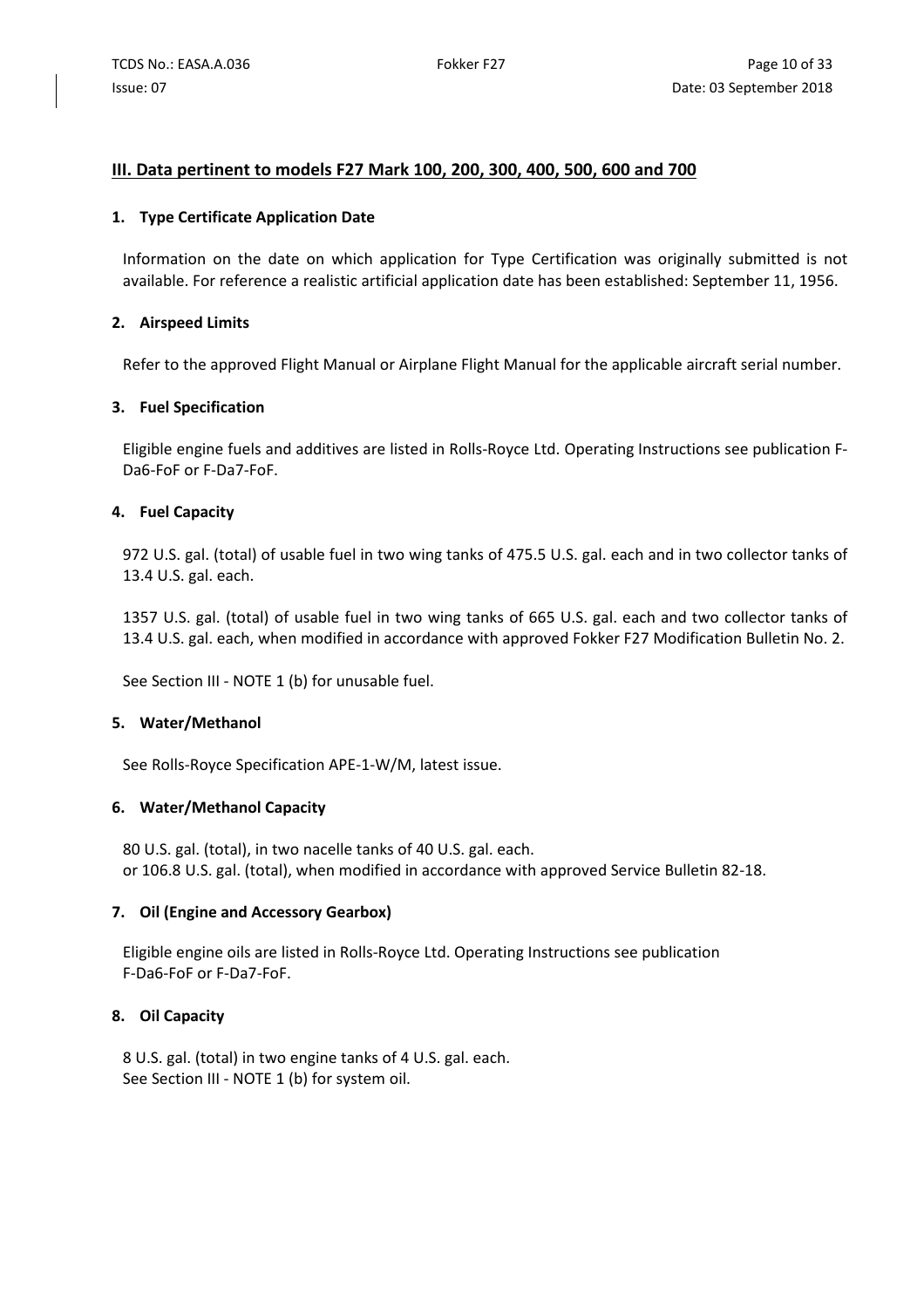## III. Data pertinent to models F27 Mark 100, 200, 300, 400, 500, 600 and 700

### 1. Type Certificate Application Date

Information on the date on which application for Type Certification was originally submitted is not available. For reference a realistic artificial application date has been established: September 11, 1956.

### 2. Airspeed Limits

Refer to the approved Flight Manual or Airplane Flight Manual for the applicable aircraft serial number.

### 3. Fuel Specification

Eligible engine fuels and additives are listed in Rolls-Royce Ltd. Operating Instructions see publication F-Da6-FoF or F-Da7-FoF.

### 4. Fuel Capacity

972 U.S. gal. (total) of usable fuel in two wing tanks of 475.5 U.S. gal. each and in two collector tanks of 13.4 U.S. gal. each.

1357 U.S. gal. (total) of usable fuel in two wing tanks of 665 U.S. gal. each and two collector tanks of 13.4 U.S. gal. each, when modified in accordance with approved Fokker F27 Modification Bulletin No. 2.

See Section III - NOTE 1 (b) for unusable fuel.

### 5. Water/Methanol

See Rolls-Royce Specification APE-1-W/M, latest issue.

### 6. Water/Methanol Capacity

80 U.S. gal. (total), in two nacelle tanks of 40 U.S. gal. each.
or 106.8 U.S. gal. (total), when modified in accordance with approved Service Bulletin 82-18.

### 7. Oil (Engine and Accessory Gearbox)

Eligible engine oils are listed in Rolls-Royce Ltd. Operating Instructions see publication F-Da6-FoF or F-Da7-FoF.

### 8. Oil Capacity

8 U.S. gal. (total) in two engine tanks of 4 U.S. gal. each.
See Section III - NOTE 1 (b) for system oil.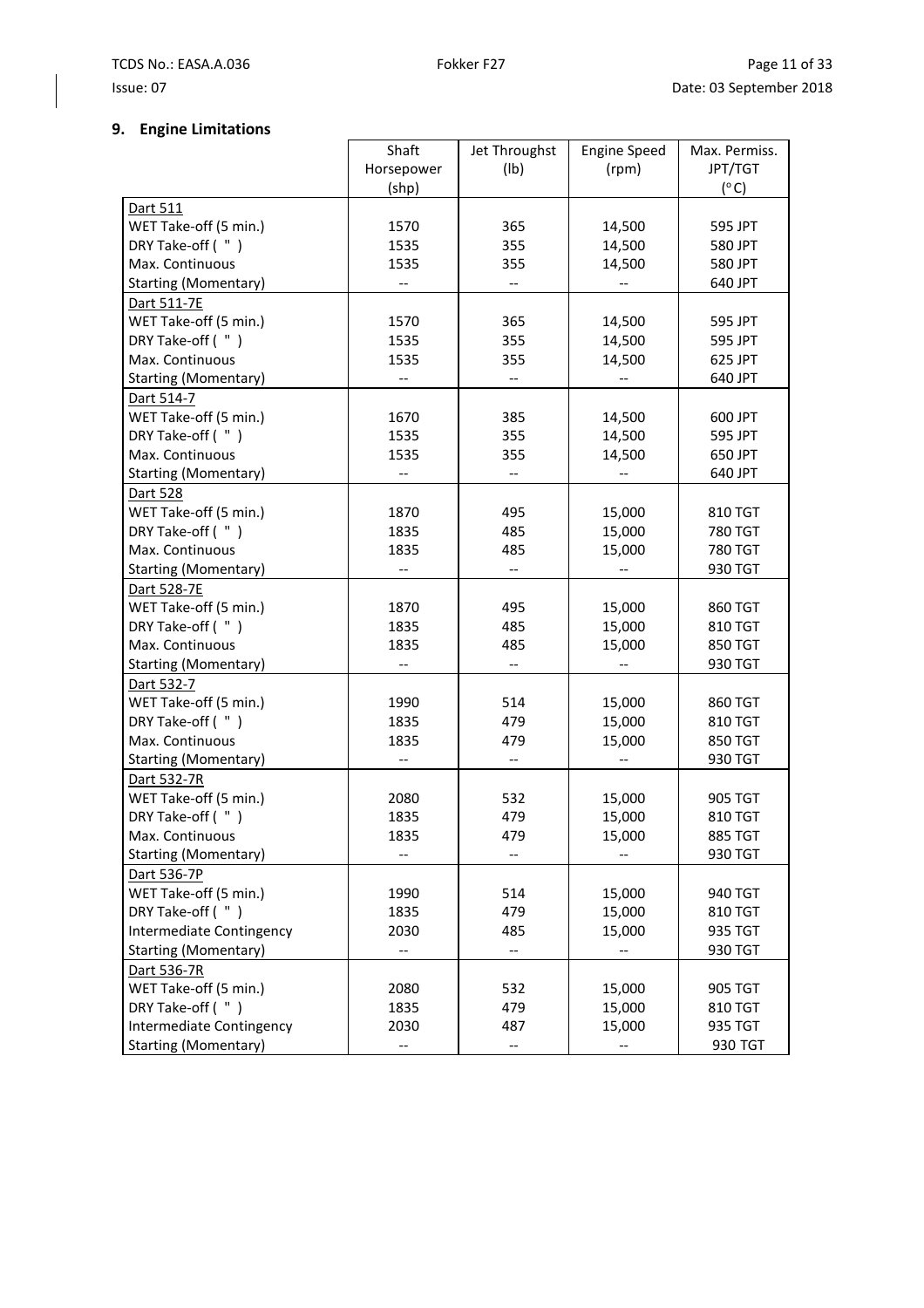## 9. Engine Limitations

| | Shaft Horsepower (shp) | Jet Throughst (lb) | Engine Speed (rpm) | Max. Permiss. JPT/TGT (°C) |
|---|---|---|---|---|
| Dart 511 | | | | |
| WET Take-off (5 min.) | 1570 | 365 | 14,500 | 595 JPT |
| DRY Take-off ( " ) | 1535 | 355 | 14,500 | 580 JPT |
| Max. Continuous | 1535 | 355 | 14,500 | 580 JPT |
| Starting (Momentary) | -- | -- | -- | 640 JPT |
| Dart 511-7E | | | | |
| WET Take-off (5 min.) | 1570 | 365 | 14,500 | 595 JPT |
| DRY Take-off ( " ) | 1535 | 355 | 14,500 | 595 JPT |
| Max. Continuous | 1535 | 355 | 14,500 | 625 JPT |
| Starting (Momentary) | -- | -- | -- | 640 JPT |
| Dart 514-7 | | | | |
| WET Take-off (5 min.) | 1670 | 385 | 14,500 | 600 JPT |
| DRY Take-off ( " ) | 1535 | 355 | 14,500 | 595 JPT |
| Max. Continuous | 1535 | 355 | 14,500 | 650 JPT |
| Starting (Momentary) | -- | -- | -- | 640 JPT |
| Dart 528 | | | | |
| WET Take-off (5 min.) | 1870 | 495 | 15,000 | 810 TGT |
| DRY Take-off ( " ) | 1835 | 485 | 15,000 | 780 TGT |
| Max. Continuous | 1835 | 485 | 15,000 | 780 TGT |
| Starting (Momentary) | -- | -- | -- | 930 TGT |
| Dart 528-7E | | | | |
| WET Take-off (5 min.) | 1870 | 495 | 15,000 | 860 TGT |
| DRY Take-off ( " ) | 1835 | 485 | 15,000 | 810 TGT |
| Max. Continuous | 1835 | 485 | 15,000 | 850 TGT |
| Starting (Momentary) | -- | -- | -- | 930 TGT |
| Dart 532-7 | | | | |
| WET Take-off (5 min.) | 1990 | 514 | 15,000 | 860 TGT |
| DRY Take-off ( " ) | 1835 | 479 | 15,000 | 810 TGT |
| Max. Continuous | 1835 | 479 | 15,000 | 850 TGT |
| Starting (Momentary) | -- | -- | -- | 930 TGT |
| Dart 532-7R | | | | |
| WET Take-off (5 min.) | 2080 | 532 | 15,000 | 905 TGT |
| DRY Take-off ( " ) | 1835 | 479 | 15,000 | 810 TGT |
| Max. Continuous | 1835 | 479 | 15,000 | 885 TGT |
| Starting (Momentary) | -- | -- | -- | 930 TGT |
| Dart 536-7P | | | | |
| WET Take-off (5 min.) | 1990 | 514 | 15,000 | 940 TGT |
| DRY Take-off ( " ) | 1835 | 479 | 15,000 | 810 TGT |
| Intermediate Contingency | 2030 | 485 | 15,000 | 935 TGT |
| Starting (Momentary) | -- | -- | -- | 930 TGT |
| Dart 536-7R | | | | |
| WET Take-off (5 min.) | 2080 | 532 | 15,000 | 905 TGT |
| DRY Take-off ( " ) | 1835 | 479 | 15,000 | 810 TGT |
| Intermediate Contingency | 2030 | 487 | 15,000 | 935 TGT |
| Starting (Momentary) | -- | -- | -- | 930 TGT |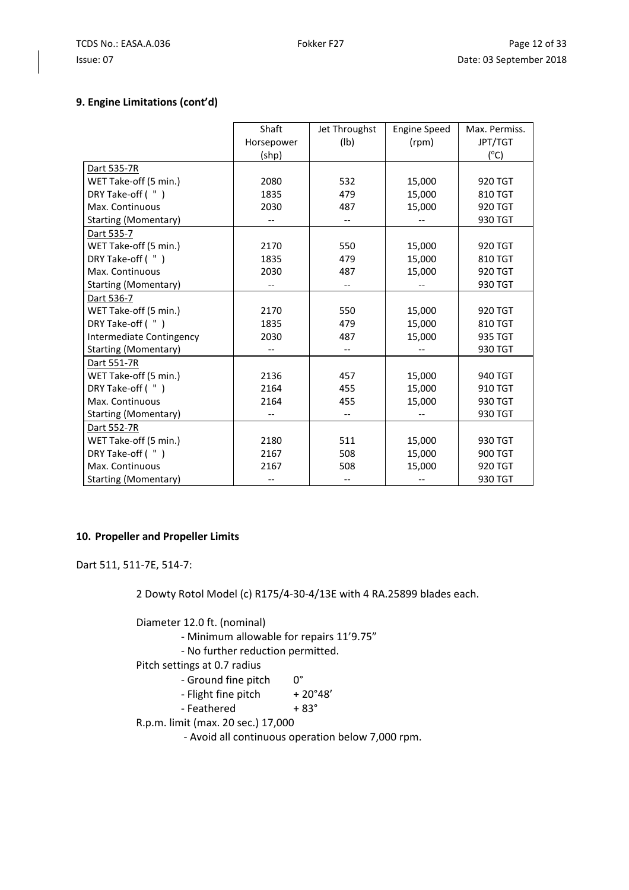## 9. Engine Limitations (cont'd)

| | Shaft Horsepower (shp) | Jet Throughst (lb) | Engine Speed (rpm) | Max. Permiss. JPT/TGT (°C) |
|---|---|---|---|---|
| Dart 535-7R | | | | |
| WET Take-off (5 min.) | 2080 | 532 | 15,000 | 920 TGT |
| DRY Take-off ( " ) | 1835 | 479 | 15,000 | 810 TGT |
| Max. Continuous | 2030 | 487 | 15,000 | 920 TGT |
| Starting (Momentary) | -- | -- | -- | 930 TGT |
| Dart 535-7 | | | | |
| WET Take-off (5 min.) | 2170 | 550 | 15,000 | 920 TGT |
| DRY Take-off ( " ) | 1835 | 479 | 15,000 | 810 TGT |
| Max. Continuous | 2030 | 487 | 15,000 | 920 TGT |
| Starting (Momentary) | -- | -- | -- | 930 TGT |
| Dart 536-7 | | | | |
| WET Take-off (5 min.) | 2170 | 550 | 15,000 | 920 TGT |
| DRY Take-off ( " ) | 1835 | 479 | 15,000 | 810 TGT |
| Intermediate Contingency | 2030 | 487 | 15,000 | 935 TGT |
| Starting (Momentary) | -- | -- | -- | 930 TGT |
| Dart 551-7R | | | | |
| WET Take-off (5 min.) | 2136 | 457 | 15,000 | 940 TGT |
| DRY Take-off ( " ) | 2164 | 455 | 15,000 | 910 TGT |
| Max. Continuous | 2164 | 455 | 15,000 | 930 TGT |
| Starting (Momentary) | -- | -- | -- | 930 TGT |
| Dart 552-7R | | | | |
| WET Take-off (5 min.) | 2180 | 511 | 15,000 | 930 TGT |
| DRY Take-off ( " ) | 2167 | 508 | 15,000 | 900 TGT |
| Max. Continuous | 2167 | 508 | 15,000 | 920 TGT |
| Starting (Momentary) | -- | -- | -- | 930 TGT |

## 10. Propeller and Propeller Limits

Dart 511, 511-7E, 514-7:

2 Dowty Rotol Model (c) R175/4-30-4/13E with 4 RA.25899 blades each.

Diameter 12.0 ft. (nominal)
- Minimum allowable for repairs 11'9.75"
- No further reduction permitted.

Pitch settings at 0.7 radius
- Ground fine pitch 0°
- Flight fine pitch + 20°48'
- Feathered + 83°

R.p.m. limit (max. 20 sec.) 17,000
- Avoid all continuous operation below 7,000 rpm.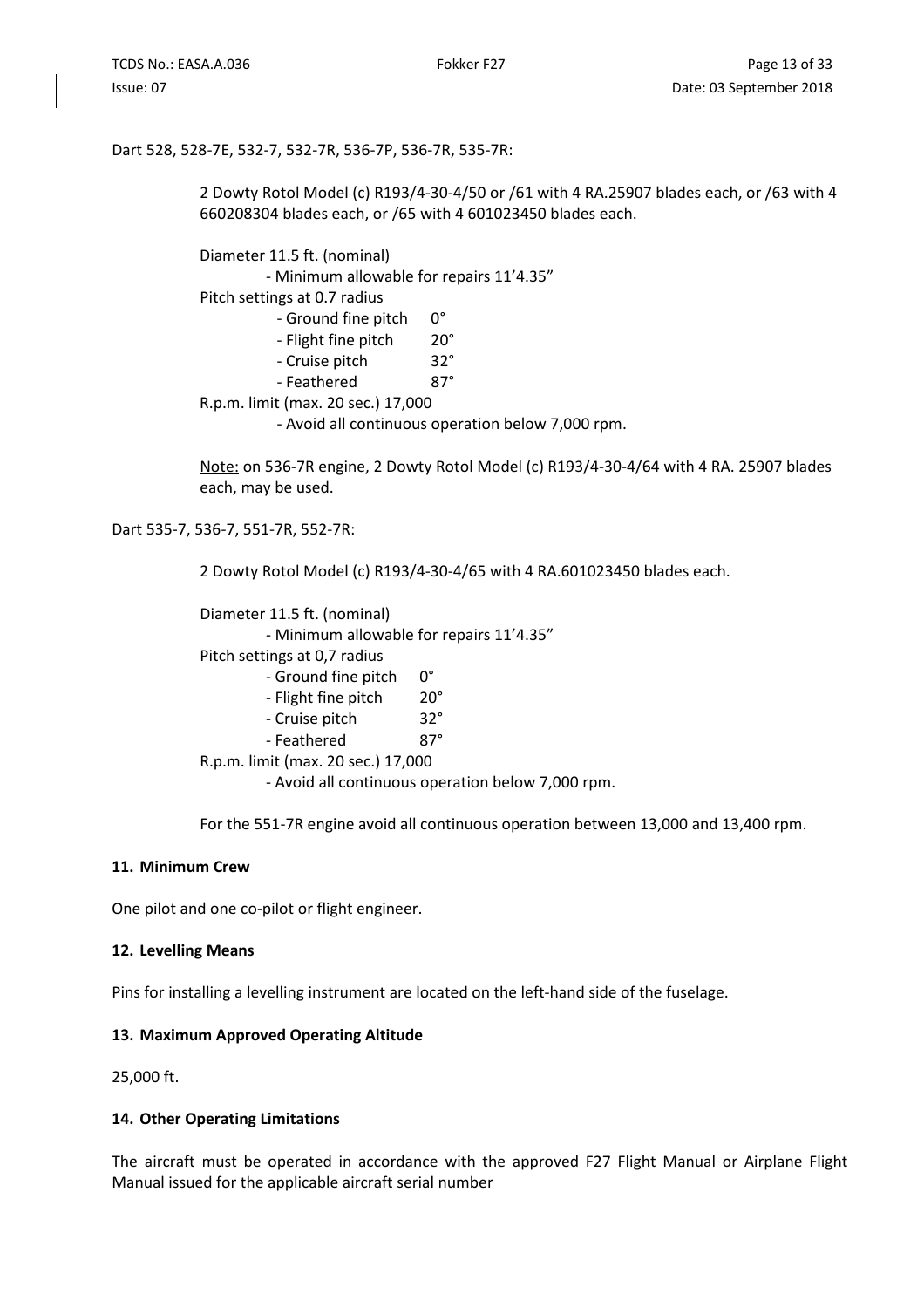Dart 528, 528-7E, 532-7, 532-7R, 536-7P, 536-7R, 535-7R:

2 Dowty Rotol Model (c) R193/4-30-4/50 or /61 with 4 RA.25907 blades each, or /63 with 4 660208304 blades each, or /65 with 4 601023450 blades each.

Diameter 11.5 ft. (nominal)
- Minimum allowable for repairs 11'4.35"

Pitch settings at 0.7 radius
- Ground fine pitch 0°
- Flight fine pitch 20°
- Cruise pitch 32°
- Feathered 87°

R.p.m. limit (max. 20 sec.) 17,000
- Avoid all continuous operation below 7,000 rpm.

Note: on 536-7R engine, 2 Dowty Rotol Model (c) R193/4-30-4/64 with 4 RA. 25907 blades each, may be used.

Dart 535-7, 536-7, 551-7R, 552-7R:

2 Dowty Rotol Model (c) R193/4-30-4/65 with 4 RA.601023450 blades each.

Diameter 11.5 ft. (nominal)
- Minimum allowable for repairs 11'4.35"

Pitch settings at 0,7 radius
- Ground fine pitch 0°
- Flight fine pitch 20°
- Cruise pitch 32°
- Feathered 87°

R.p.m. limit (max. 20 sec.) 17,000
- Avoid all continuous operation below 7,000 rpm.

For the 551-7R engine avoid all continuous operation between 13,000 and 13,400 rpm.

## 11. Minimum Crew

One pilot and one co-pilot or flight engineer.

## 12. Levelling Means

Pins for installing a levelling instrument are located on the left-hand side of the fuselage.

## 13. Maximum Approved Operating Altitude

25,000 ft.

## 14. Other Operating Limitations

The aircraft must be operated in accordance with the approved F27 Flight Manual or Airplane Flight Manual issued for the applicable aircraft serial number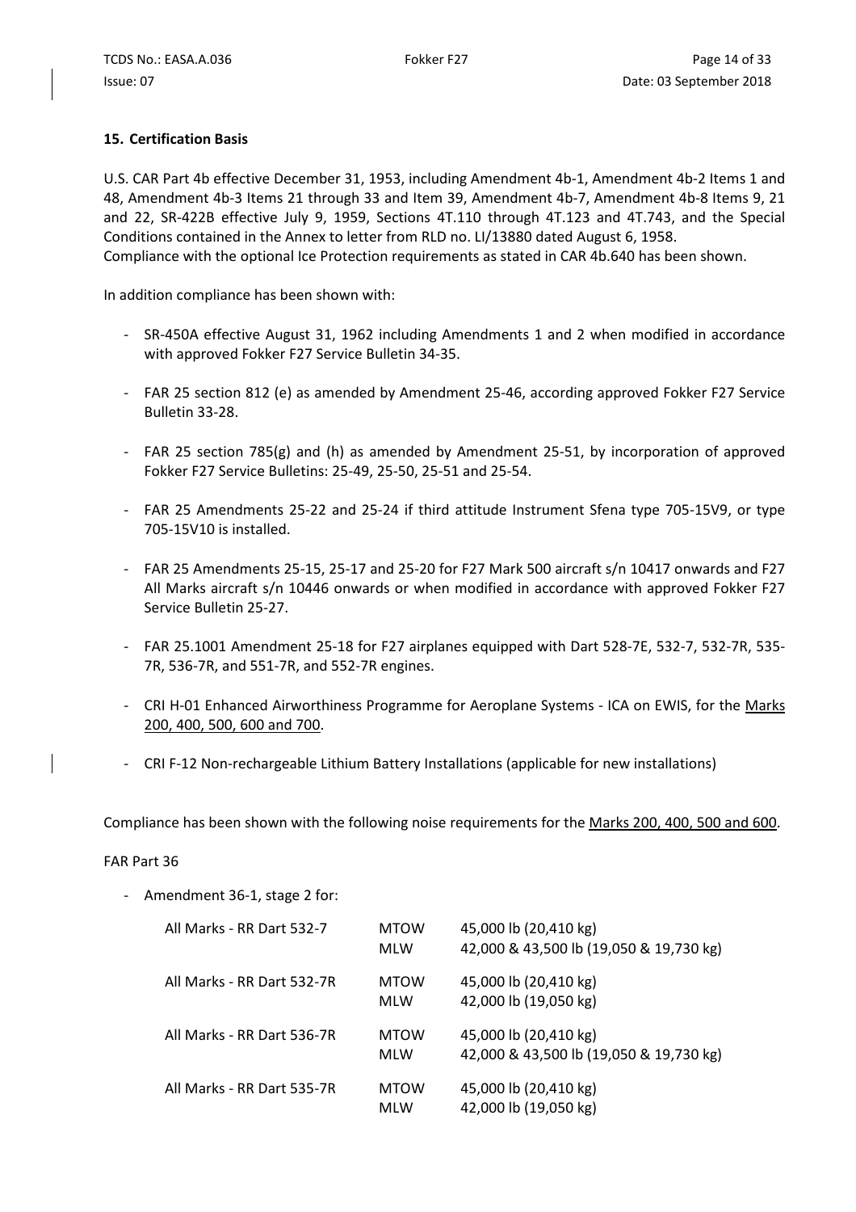### 15. Certification Basis

U.S. CAR Part 4b effective December 31, 1953, including Amendment 4b-1, Amendment 4b-2 Items 1 and 48, Amendment 4b-3 Items 21 through 33 and Item 39, Amendment 4b-7, Amendment 4b-8 Items 9, 21 and 22, SR-422B effective July 9, 1959, Sections 4T.110 through 4T.123 and 4T.743, and the Special Conditions contained in the Annex to letter from RLD no. LI/13880 dated August 6, 1958.
Compliance with the optional Ice Protection requirements as stated in CAR 4b.640 has been shown.

In addition compliance has been shown with:

- SR-450A effective August 31, 1962 including Amendments 1 and 2 when modified in accordance with approved Fokker F27 Service Bulletin 34-35.
- FAR 25 section 812 (e) as amended by Amendment 25-46, according approved Fokker F27 Service Bulletin 33-28.
- FAR 25 section 785(g) and (h) as amended by Amendment 25-51, by incorporation of approved Fokker F27 Service Bulletins: 25-49, 25-50, 25-51 and 25-54.
- FAR 25 Amendments 25-22 and 25-24 if third attitude Instrument Sfena type 705-15V9, or type 705-15V10 is installed.
- FAR 25 Amendments 25-15, 25-17 and 25-20 for F27 Mark 500 aircraft s/n 10417 onwards and F27 All Marks aircraft s/n 10446 onwards or when modified in accordance with approved Fokker F27 Service Bulletin 25-27.
- FAR 25.1001 Amendment 25-18 for F27 airplanes equipped with Dart 528-7E, 532-7, 532-7R, 535-7R, 536-7R, and 551-7R, and 552-7R engines.
- CRI H-01 Enhanced Airworthiness Programme for Aeroplane Systems - ICA on EWIS, for the Marks 200, 400, 500, 600 and 700.
- CRI F-12 Non-rechargeable Lithium Battery Installations (applicable for new installations)

Compliance has been shown with the following noise requirements for the Marks 200, 400, 500 and 600.

FAR Part 36

- Amendment 36-1, stage 2 for:

| | | |
|---|---|---|
| All Marks - RR Dart 532-7 | MTOW | 45,000 lb (20,410 kg) |
| | MLW | 42,000 & 43,500 lb (19,050 & 19,730 kg) |
| All Marks - RR Dart 532-7R | MTOW | 45,000 lb (20,410 kg) |
| | MLW | 42,000 lb (19,050 kg) |
| All Marks - RR Dart 536-7R | MTOW | 45,000 lb (20,410 kg) |
| | MLW | 42,000 & 43,500 lb (19,050 & 19,730 kg) |
| All Marks - RR Dart 535-7R | MTOW | 45,000 lb (20,410 kg) |
| | MLW | 42,000 lb (19,050 kg) |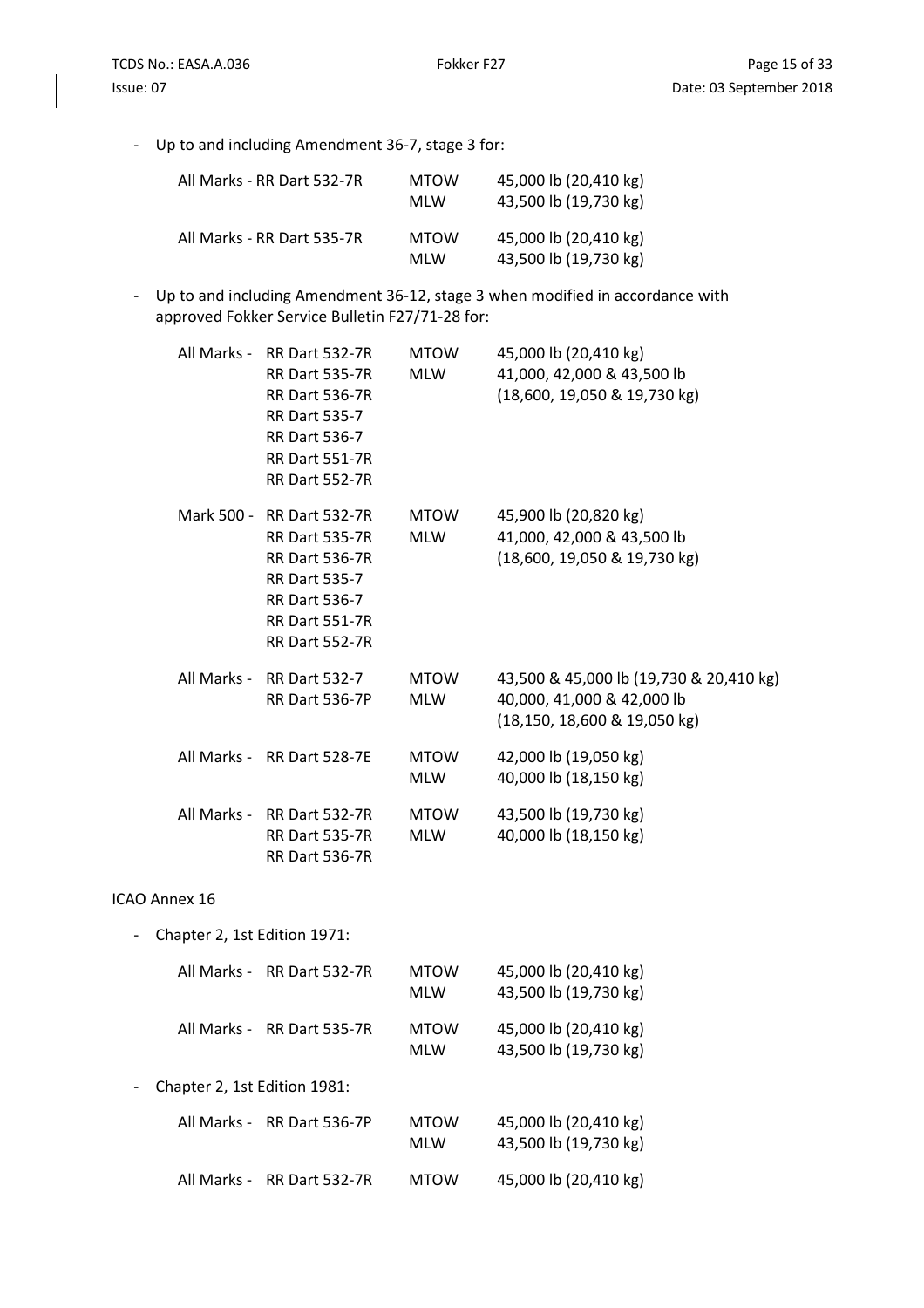- Up to and including Amendment 36-7, stage 3 for:

| | | |
|---|---|---|
| All Marks - RR Dart 532-7R | MTOW<br>MLW | 45,000 lb (20,410 kg)<br>43,500 lb (19,730 kg) |
| All Marks - RR Dart 535-7R | MTOW<br>MLW | 45,000 lb (20,410 kg)<br>43,500 lb (19,730 kg) |

- Up to and including Amendment 36-12, stage 3 when modified in accordance with approved Fokker Service Bulletin F27/71-28 for:

| | | | |
|---|---|---|---|
| All Marks - | RR Dart 532-7R<br>RR Dart 535-7R<br>RR Dart 536-7R<br>RR Dart 535-7<br>RR Dart 536-7<br>RR Dart 551-7R<br>RR Dart 552-7R | MTOW<br>MLW | 45,000 lb (20,410 kg)<br>41,000, 42,000 & 43,500 lb<br>(18,600, 19,050 & 19,730 kg) |
| Mark 500 - | RR Dart 532-7R<br>RR Dart 535-7R<br>RR Dart 536-7R<br>RR Dart 535-7<br>RR Dart 536-7<br>RR Dart 551-7R<br>RR Dart 552-7R | MTOW<br>MLW | 45,900 lb (20,820 kg)<br>41,000, 42,000 & 43,500 lb<br>(18,600, 19,050 & 19,730 kg) |
| All Marks - | RR Dart 532-7<br>RR Dart 536-7P | MTOW<br>MLW | 43,500 & 45,000 lb (19,730 & 20,410 kg)<br>40,000, 41,000 & 42,000 lb<br>(18,150, 18,600 & 19,050 kg) |
| All Marks - | RR Dart 528-7E | MTOW<br>MLW | 42,000 lb (19,050 kg)<br>40,000 lb (18,150 kg) |
| All Marks - | RR Dart 532-7R<br>RR Dart 535-7R<br>RR Dart 536-7R | MTOW<br>MLW | 43,500 lb (19,730 kg)<br>40,000 lb (18,150 kg) |

ICAO Annex 16

- Chapter 2, 1st Edition 1971:

| | | | |
|---|---|---|---|
| All Marks - | RR Dart 532-7R | MTOW<br>MLW | 45,000 lb (20,410 kg)<br>43,500 lb (19,730 kg) |
| All Marks - | RR Dart 535-7R | MTOW<br>MLW | 45,000 lb (20,410 kg)<br>43,500 lb (19,730 kg) |

- Chapter 2, 1st Edition 1981:

| | | | |
|---|---|---|---|
| All Marks - | RR Dart 536-7P | MTOW<br>MLW | 45,000 lb (20,410 kg)<br>43,500 lb (19,730 kg) |
| All Marks - | RR Dart 532-7R | MTOW | 45,000 lb (20,410 kg) |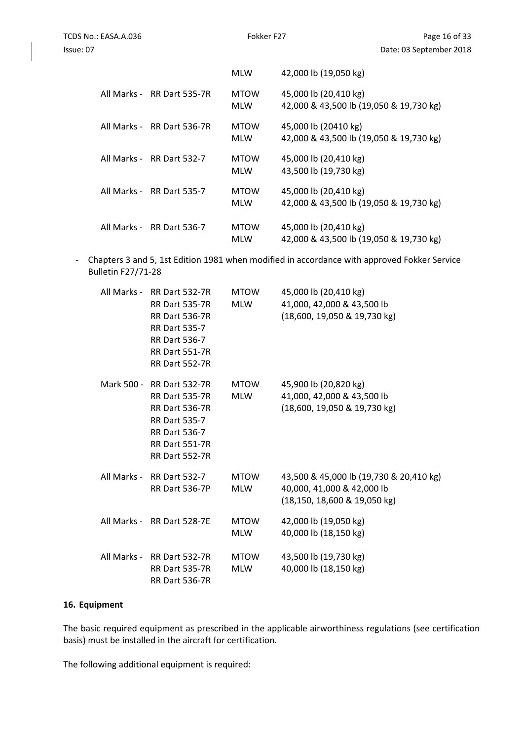| | | | |
|---|---|---|---|
| | | MLW | 42,000 lb (19,050 kg) |
| All Marks - | RR Dart 535-7R | MTOW<br>MLW | 45,000 lb (20,410 kg)<br>42,000 & 43,500 lb (19,050 & 19,730 kg) |
| All Marks - | RR Dart 536-7R | MTOW<br>MLW | 45,000 lb (20410 kg)<br>42,000 & 43,500 lb (19,050 & 19,730 kg) |
| All Marks - | RR Dart 532-7 | MTOW<br>MLW | 45,000 lb (20,410 kg)<br>43,500 lb (19,730 kg) |
| All Marks - | RR Dart 535-7 | MTOW<br>MLW | 45,000 lb (20,410 kg)<br>42,000 & 43,500 lb (19,050 & 19,730 kg) |
| All Marks - | RR Dart 536-7 | MTOW<br>MLW | 45,000 lb (20,410 kg)<br>42,000 & 43,500 lb (19,050 & 19,730 kg) |

- Chapters 3 and 5, 1st Edition 1981 when modified in accordance with approved Fokker Service Bulletin F27/71-28

| | | | |
|---|---|---|---|
| All Marks - | RR Dart 532-7R<br>RR Dart 535-7R<br>RR Dart 536-7R<br>RR Dart 535-7<br>RR Dart 536-7<br>RR Dart 551-7R<br>RR Dart 552-7R | MTOW<br>MLW | 45,000 lb (20,410 kg)<br>41,000, 42,000 & 43,500 lb<br>(18,600, 19,050 & 19,730 kg) |
| Mark 500 - | RR Dart 532-7R<br>RR Dart 535-7R<br>RR Dart 536-7R<br>RR Dart 535-7<br>RR Dart 536-7<br>RR Dart 551-7R<br>RR Dart 552-7R | MTOW<br>MLW | 45,900 lb (20,820 kg)<br>41,000, 42,000 & 43,500 lb<br>(18,600, 19,050 & 19,730 kg) |
| All Marks - | RR Dart 532-7<br>RR Dart 536-7P | MTOW<br>MLW | 43,500 & 45,000 lb (19,730 & 20,410 kg)<br>40,000, 41,000 & 42,000 lb<br>(18,150, 18,600 & 19,050 kg) |
| All Marks - | RR Dart 528-7E | MTOW<br>MLW | 42,000 lb (19,050 kg)<br>40,000 lb (18,150 kg) |
| All Marks - | RR Dart 532-7R<br>RR Dart 535-7R<br>RR Dart 536-7R | MTOW<br>MLW | 43,500 lb (19,730 kg)<br>40,000 lb (18,150 kg) |

**16. Equipment**

The basic required equipment as prescribed in the applicable airworthiness regulations (see certification basis) must be installed in the aircraft for certification.

The following additional equipment is required: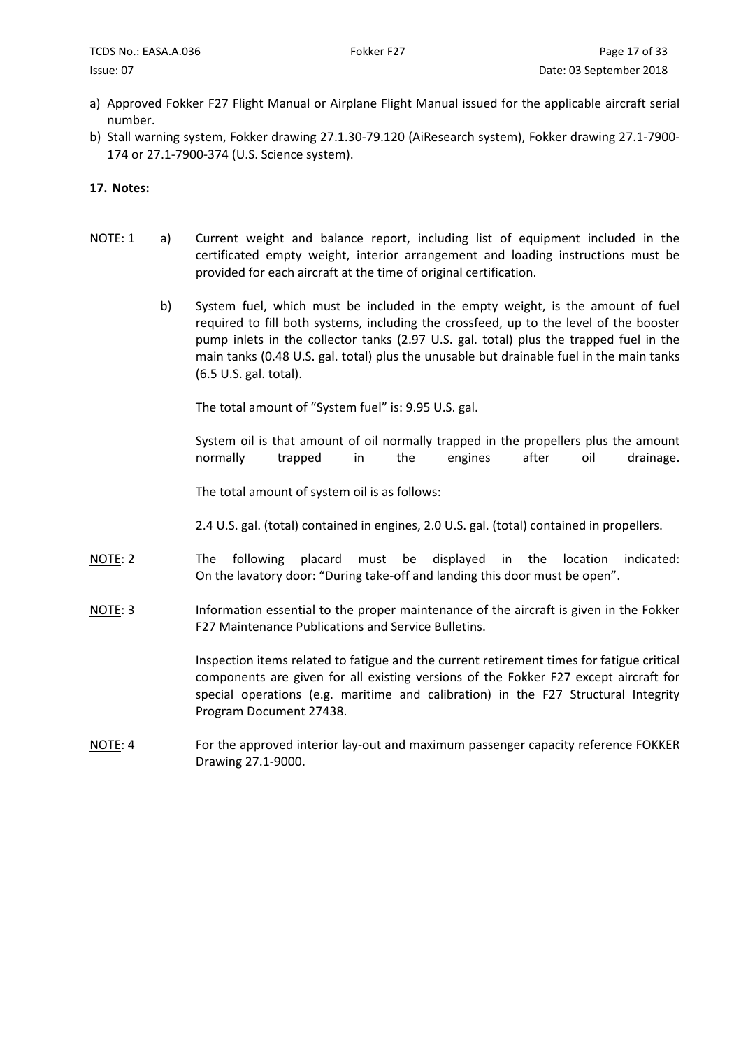a) Approved Fokker F27 Flight Manual or Airplane Flight Manual issued for the applicable aircraft serial number.
b) Stall warning system, Fokker drawing 27.1.30-79.120 (AiResearch system), Fokker drawing 27.1-7900-174 or 27.1-7900-374 (U.S. Science system).

**17. Notes:**

NOTE: 1

a) Current weight and balance report, including list of equipment included in the certificated empty weight, interior arrangement and loading instructions must be provided for each aircraft at the time of original certification.

b) System fuel, which must be included in the empty weight, is the amount of fuel required to fill both systems, including the crossfeed, up to the level of the booster pump inlets in the collector tanks (2.97 U.S. gal. total) plus the trapped fuel in the main tanks (0.48 U.S. gal. total) plus the unusable but drainable fuel in the main tanks (6.5 U.S. gal. total).

The total amount of "System fuel" is: 9.95 U.S. gal.

System oil is that amount of oil normally trapped in the propellers plus the amount normally trapped in the engines after oil drainage.

The total amount of system oil is as follows:

2.4 U.S. gal. (total) contained in engines, 2.0 U.S. gal. (total) contained in propellers.

NOTE: 2

The following placard must be displayed in the location indicated: On the lavatory door: "During take-off and landing this door must be open".

NOTE: 3

Information essential to the proper maintenance of the aircraft is given in the Fokker F27 Maintenance Publications and Service Bulletins.

Inspection items related to fatigue and the current retirement times for fatigue critical components are given for all existing versions of the Fokker F27 except aircraft for special operations (e.g. maritime and calibration) in the F27 Structural Integrity Program Document 27438.

NOTE: 4

For the approved interior lay-out and maximum passenger capacity reference FOKKER Drawing 27.1-9000.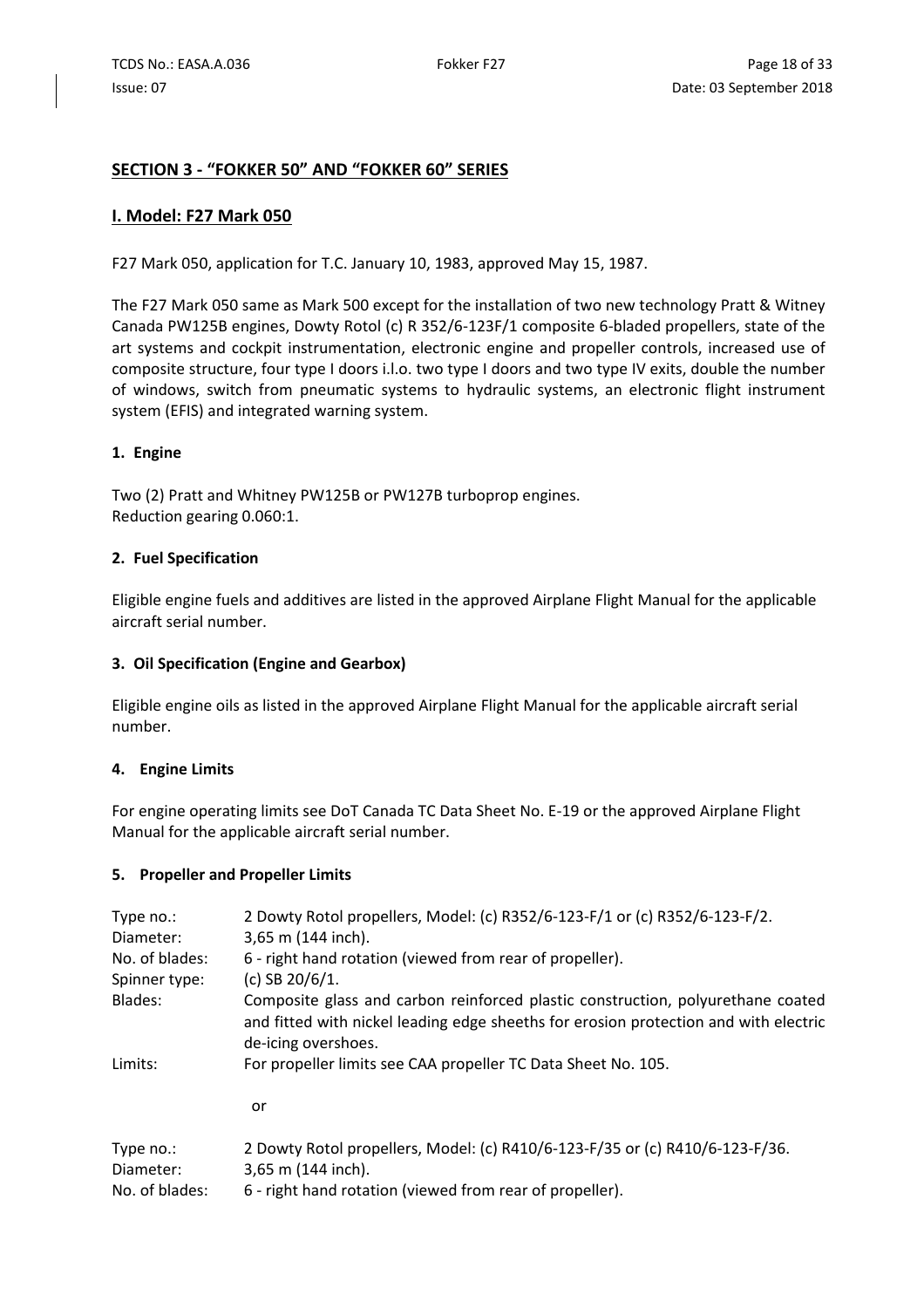## SECTION 3 - "FOKKER 50" AND "FOKKER 60" SERIES

## I. Model: F27 Mark 050

F27 Mark 050, application for T.C. January 10, 1983, approved May 15, 1987.

The F27 Mark 050 same as Mark 500 except for the installation of two new technology Pratt & Witney Canada PW125B engines, Dowty Rotol (c) R 352/6-123F/1 composite 6-bladed propellers, state of the art systems and cockpit instrumentation, electronic engine and propeller controls, increased use of composite structure, four type I doors i.l.o. two type I doors and two type IV exits, double the number of windows, switch from pneumatic systems to hydraulic systems, an electronic flight instrument system (EFIS) and integrated warning system.

### 1. Engine

Two (2) Pratt and Whitney PW125B or PW127B turboprop engines.
Reduction gearing 0.060:1.

### 2. Fuel Specification

Eligible engine fuels and additives are listed in the approved Airplane Flight Manual for the applicable aircraft serial number.

### 3. Oil Specification (Engine and Gearbox)

Eligible engine oils as listed in the approved Airplane Flight Manual for the applicable aircraft serial number.

### 4. Engine Limits

For engine operating limits see DoT Canada TC Data Sheet No. E-19 or the approved Airplane Flight Manual for the applicable aircraft serial number.

### 5. Propeller and Propeller Limits

| | |
|---|---|
| Type no.: | 2 Dowty Rotol propellers, Model: (c) R352/6-123-F/1 or (c) R352/6-123-F/2. |
| Diameter: | 3,65 m (144 inch). |
| No. of blades: | 6 - right hand rotation (viewed from rear of propeller). |
| Spinner type: | (c) SB 20/6/1. |
| Blades: | Composite glass and carbon reinforced plastic construction, polyurethane coated and fitted with nickel leading edge sheeths for erosion protection and with electric de-icing overshoes. |
| Limits: | For propeller limits see CAA propeller TC Data Sheet No. 105. |

or

| | |
|---|---|
| Type no.: | 2 Dowty Rotol propellers, Model: (c) R410/6-123-F/35 or (c) R410/6-123-F/36. |
| Diameter: | 3,65 m (144 inch). |
| No. of blades: | 6 - right hand rotation (viewed from rear of propeller). |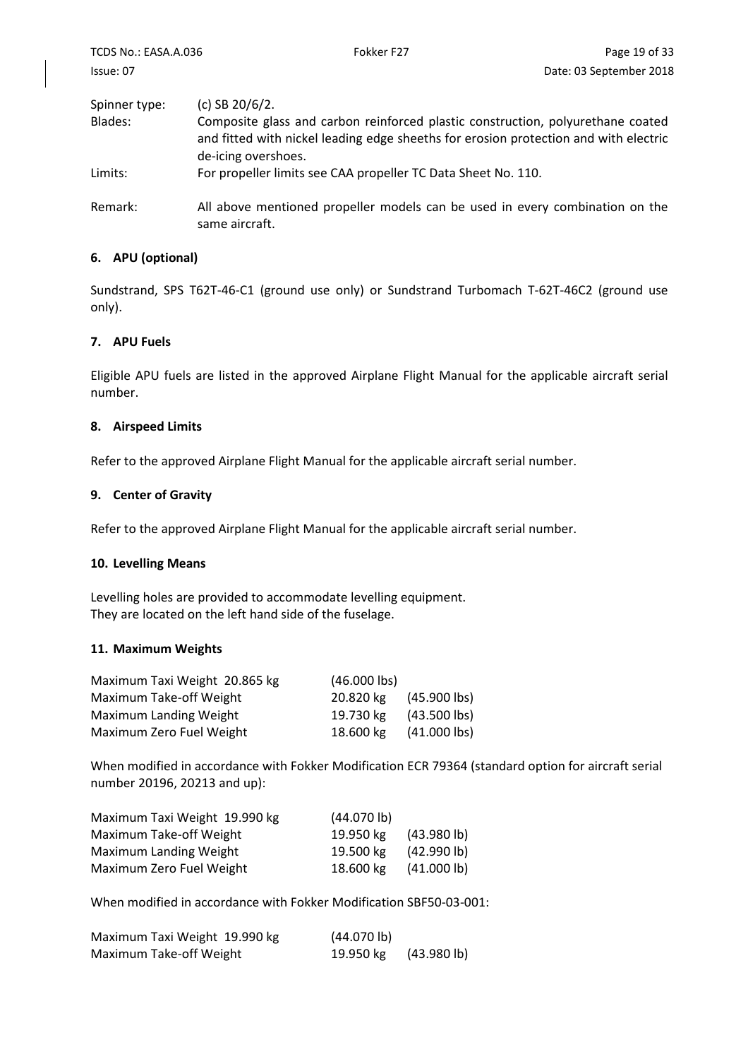| | |
|---|---|
| Spinner type: | (c) SB 20/6/2. |
| Blades: | Composite glass and carbon reinforced plastic construction, polyurethane coated and fitted with nickel leading edge sheeths for erosion protection and with electric de-icing overshoes. |
| Limits: | For propeller limits see CAA propeller TC Data Sheet No. 110. |
| Remark: | All above mentioned propeller models can be used in every combination on the same aircraft. |

#### 6. APU (optional)

Sundstrand, SPS T62T-46-C1 (ground use only) or Sundstrand Turbomach T-62T-46C2 (ground use only).

#### 7. APU Fuels

Eligible APU fuels are listed in the approved Airplane Flight Manual for the applicable aircraft serial number.

#### 8. Airspeed Limits

Refer to the approved Airplane Flight Manual for the applicable aircraft serial number.

#### 9. Center of Gravity

Refer to the approved Airplane Flight Manual for the applicable aircraft serial number.

#### 10. Levelling Means

Levelling holes are provided to accommodate levelling equipment.
They are located on the left hand side of the fuselage.

#### 11. Maximum Weights

| | | |
|---|---|---|
| Maximum Taxi Weight | 20.865 kg | (46.000 lbs) |
| Maximum Take-off Weight | 20.820 kg | (45.900 lbs) |
| Maximum Landing Weight | 19.730 kg | (43.500 lbs) |
| Maximum Zero Fuel Weight | 18.600 kg | (41.000 lbs) |

When modified in accordance with Fokker Modification ECR 79364 (standard option for aircraft serial number 20196, 20213 and up):

| | | |
|---|---|---|
| Maximum Taxi Weight | 19.990 kg | (44.070 lb) |
| Maximum Take-off Weight | 19.950 kg | (43.980 lb) |
| Maximum Landing Weight | 19.500 kg | (42.990 lb) |
| Maximum Zero Fuel Weight | 18.600 kg | (41.000 lb) |

When modified in accordance with Fokker Modification SBF50-03-001:

| | | |
|---|---|---|
| Maximum Taxi Weight | 19.990 kg | (44.070 lb) |
| Maximum Take-off Weight | 19.950 kg | (43.980 lb) |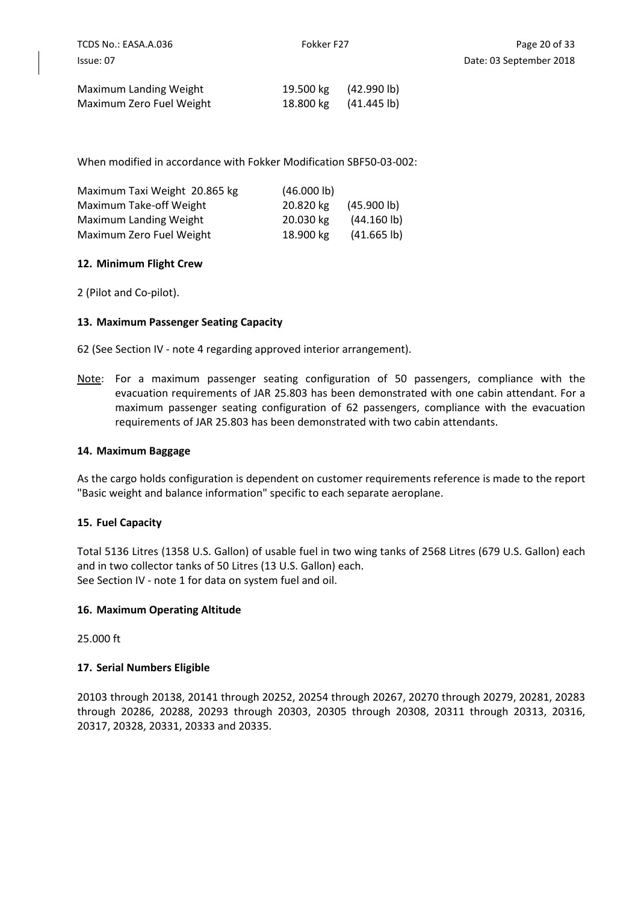| | | |
|---|---|---|
| Maximum Landing Weight | 19.500 kg | (42.990 lb) |
| Maximum Zero Fuel Weight | 18.800 kg | (41.445 lb) |

When modified in accordance with Fokker Modification SBF50-03-002:

| | | |
|---|---|---|
| Maximum Taxi Weight 20.865 kg | (46.000 lb) | |
| Maximum Take-off Weight | 20.820 kg | (45.900 lb) |
| Maximum Landing Weight | 20.030 kg | (44.160 lb) |
| Maximum Zero Fuel Weight | 18.900 kg | (41.665 lb) |

**12. Minimum Flight Crew**

2 (Pilot and Co-pilot).

**13. Maximum Passenger Seating Capacity**

62 (See Section IV - note 4 regarding approved interior arrangement).

Note: For a maximum passenger seating configuration of 50 passengers, compliance with the evacuation requirements of JAR 25.803 has been demonstrated with one cabin attendant. For a maximum passenger seating configuration of 62 passengers, compliance with the evacuation requirements of JAR 25.803 has been demonstrated with two cabin attendants.

**14. Maximum Baggage**

As the cargo holds configuration is dependent on customer requirements reference is made to the report "Basic weight and balance information" specific to each separate aeroplane.

**15. Fuel Capacity**

Total 5136 Litres (1358 U.S. Gallon) of usable fuel in two wing tanks of 2568 Litres (679 U.S. Gallon) each and in two collector tanks of 50 Litres (13 U.S. Gallon) each.
See Section IV - note 1 for data on system fuel and oil.

**16. Maximum Operating Altitude**

25.000 ft

**17. Serial Numbers Eligible**

20103 through 20138, 20141 through 20252, 20254 through 20267, 20270 through 20279, 20281, 20283 through 20286, 20288, 20293 through 20303, 20305 through 20308, 20311 through 20313, 20316, 20317, 20328, 20331, 20333 and 20335.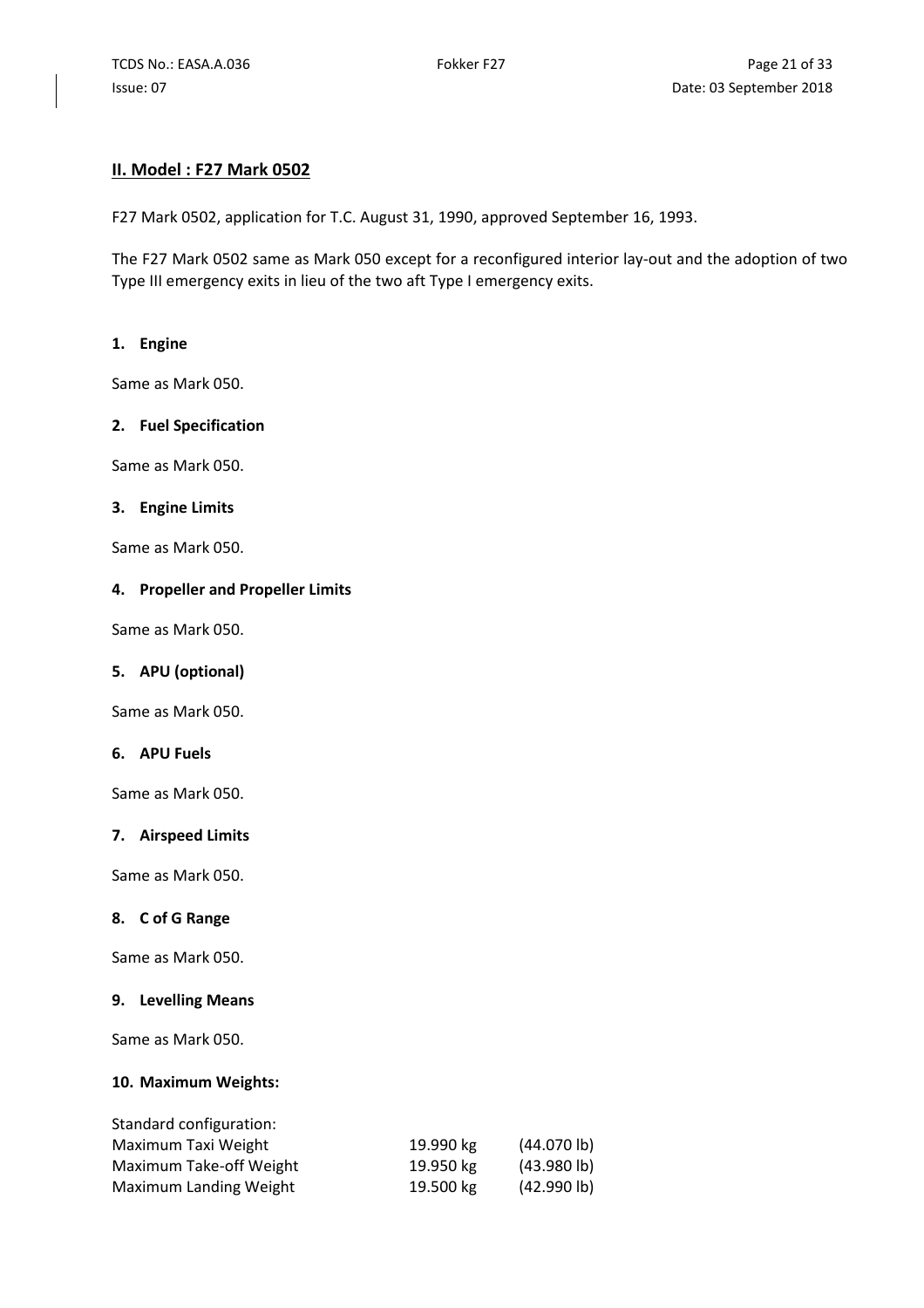## II. Model : F27 Mark 0502

F27 Mark 0502, application for T.C. August 31, 1990, approved September 16, 1993.

The F27 Mark 0502 same as Mark 050 except for a reconfigured interior lay-out and the adoption of two Type III emergency exits in lieu of the two aft Type I emergency exits.

### 1. Engine

Same as Mark 050.

### 2. Fuel Specification

Same as Mark 050.

### 3. Engine Limits

Same as Mark 050.

### 4. Propeller and Propeller Limits

Same as Mark 050.

### 5. APU (optional)

Same as Mark 050.

### 6. APU Fuels

Same as Mark 050.

### 7. Airspeed Limits

Same as Mark 050.

### 8. C of G Range

Same as Mark 050.

### 9. Levelling Means

Same as Mark 050.

### 10. Maximum Weights:

Standard configuration:

| | | |
|---|---|---|
| Maximum Taxi Weight | 19.990 kg | (44.070 lb) |
| Maximum Take-off Weight | 19.950 kg | (43.980 lb) |
| Maximum Landing Weight | 19.500 kg | (42.990 lb) |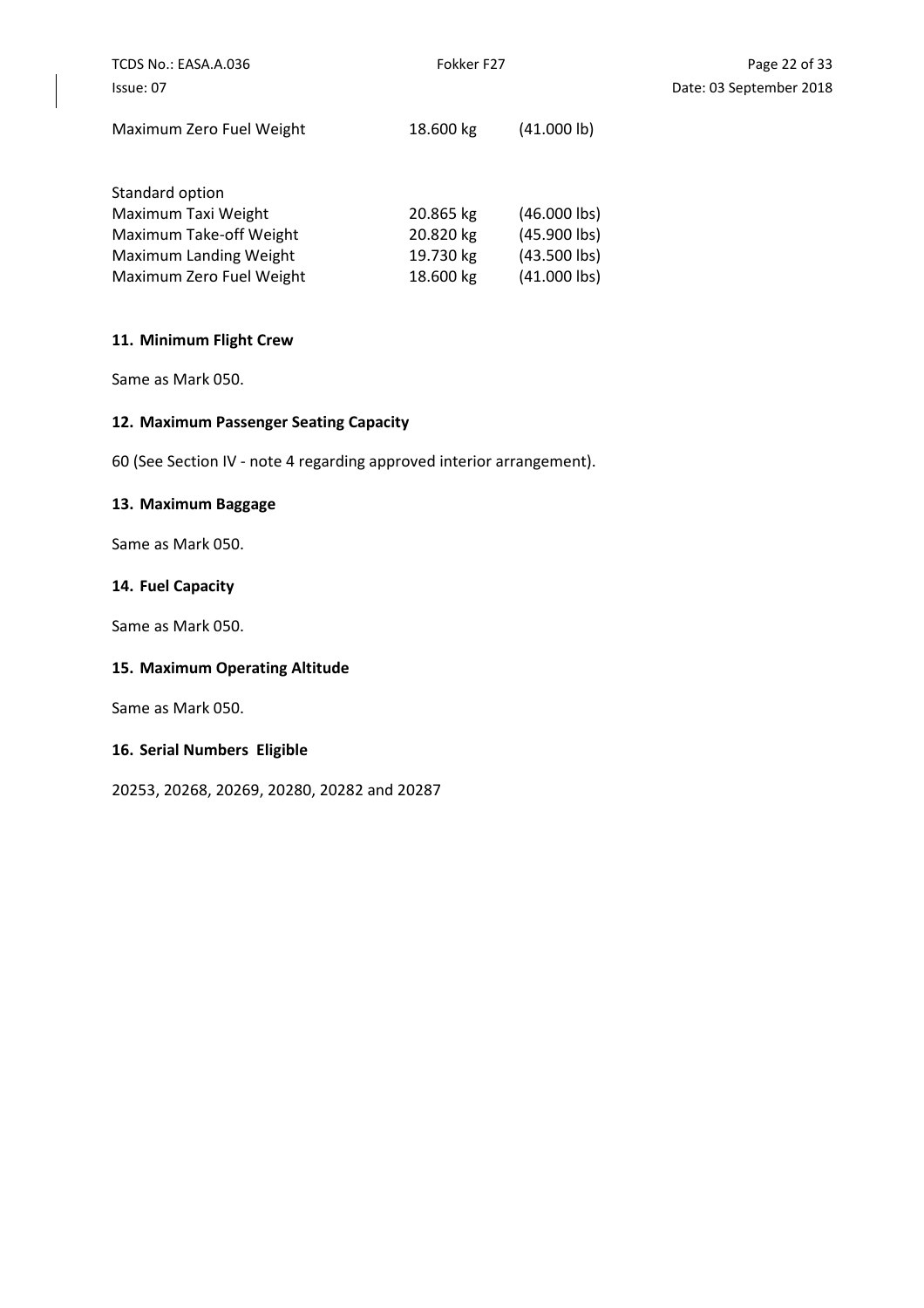| | | |
|---|---|---|
| Maximum Zero Fuel Weight | 18.600 kg | (41.000 lb) |

| Standard option | | |
|---|---|---|
| Maximum Taxi Weight | 20.865 kg | (46.000 lbs) |
| Maximum Take-off Weight | 20.820 kg | (45.900 lbs) |
| Maximum Landing Weight | 19.730 kg | (43.500 lbs) |
| Maximum Zero Fuel Weight | 18.600 kg | (41.000 lbs) |

**11. Minimum Flight Crew**

Same as Mark 050.

**12. Maximum Passenger Seating Capacity**

60 (See Section IV - note 4 regarding approved interior arrangement).

**13. Maximum Baggage**

Same as Mark 050.

**14. Fuel Capacity**

Same as Mark 050.

**15. Maximum Operating Altitude**

Same as Mark 050.

**16. Serial Numbers Eligible**

20253, 20268, 20269, 20280, 20282 and 20287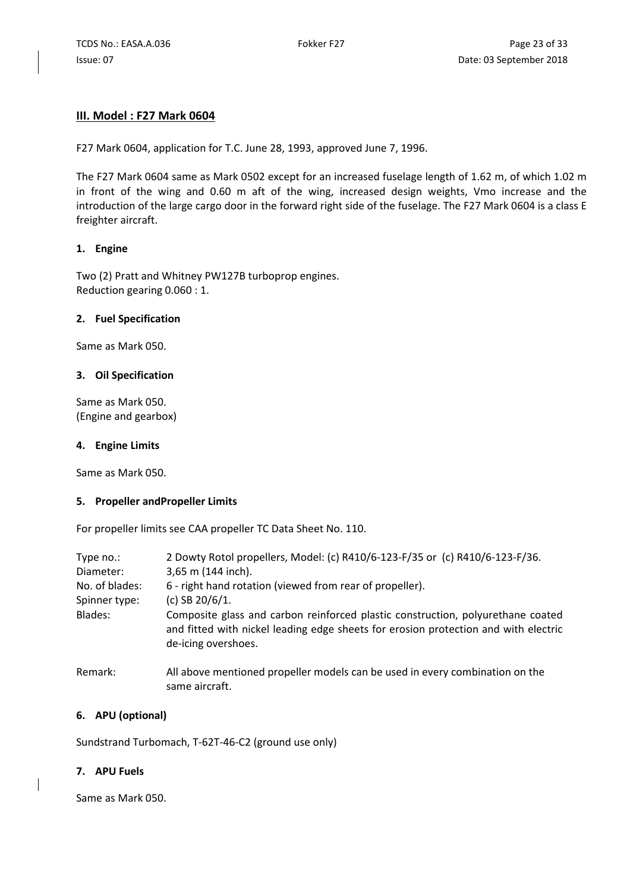## III. Model : F27 Mark 0604

F27 Mark 0604, application for T.C. June 28, 1993, approved June 7, 1996.

The F27 Mark 0604 same as Mark 0502 except for an increased fuselage length of 1.62 m, of which 1.02 m in front of the wing and 0.60 m aft of the wing, increased design weights, Vmo increase and the introduction of the large cargo door in the forward right side of the fuselage. The F27 Mark 0604 is a class E freighter aircraft.

### 1. Engine

Two (2) Pratt and Whitney PW127B turboprop engines.
Reduction gearing 0.060 : 1.

### 2. Fuel Specification

Same as Mark 050.

### 3. Oil Specification

Same as Mark 050.
(Engine and gearbox)

### 4. Engine Limits

Same as Mark 050.

### 5. Propeller andPropeller Limits

For propeller limits see CAA propeller TC Data Sheet No. 110.

| | |
|---|---|
| Type no.: | 2 Dowty Rotol propellers, Model: (c) R410/6-123-F/35 or (c) R410/6-123-F/36. |
| Diameter: | 3,65 m (144 inch). |
| No. of blades: | 6 - right hand rotation (viewed from rear of propeller). |
| Spinner type: | (c) SB 20/6/1. |
| Blades: | Composite glass and carbon reinforced plastic construction, polyurethane coated and fitted with nickel leading edge sheets for erosion protection and with electric de-icing overshoes. |
| Remark: | All above mentioned propeller models can be used in every combination on the same aircraft. |

### 6. APU (optional)

Sundstrand Turbomach, T-62T-46-C2 (ground use only)

### 7. APU Fuels

Same as Mark 050.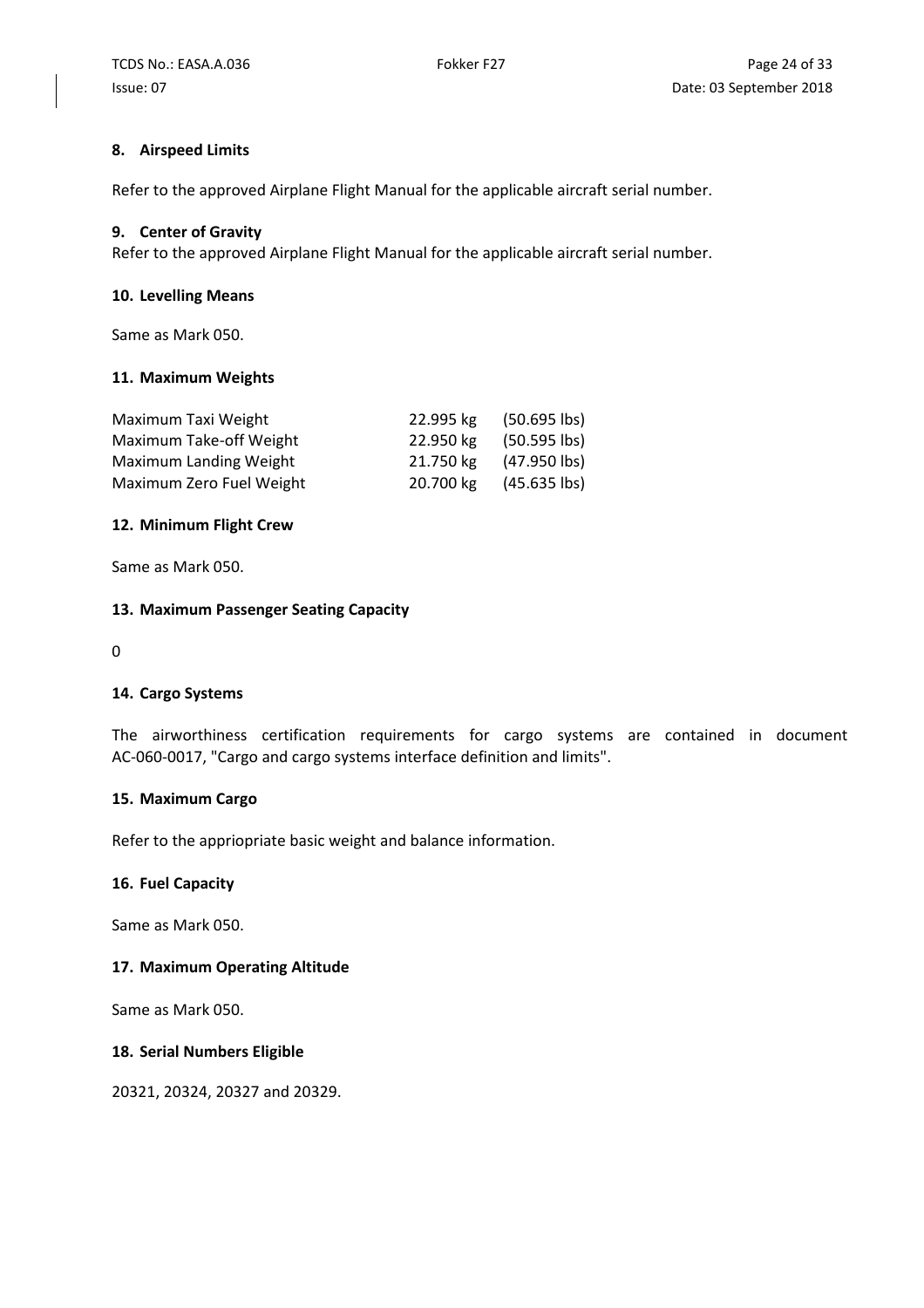**8. Airspeed Limits**

Refer to the approved Airplane Flight Manual for the applicable aircraft serial number.

**9. Center of Gravity**

Refer to the approved Airplane Flight Manual for the applicable aircraft serial number.

**10. Levelling Means**

Same as Mark 050.

**11. Maximum Weights**

| | | |
|---|---|---|
| Maximum Taxi Weight | 22.995 kg | (50.695 lbs) |
| Maximum Take-off Weight | 22.950 kg | (50.595 lbs) |
| Maximum Landing Weight | 21.750 kg | (47.950 lbs) |
| Maximum Zero Fuel Weight | 20.700 kg | (45.635 lbs) |

**12. Minimum Flight Crew**

Same as Mark 050.

**13. Maximum Passenger Seating Capacity**

0

**14. Cargo Systems**

The airworthiness certification requirements for cargo systems are contained in document AC-060-0017, "Cargo and cargo systems interface definition and limits".

**15. Maximum Cargo**

Refer to the appriopriate basic weight and balance information.

**16. Fuel Capacity**

Same as Mark 050.

**17. Maximum Operating Altitude**

Same as Mark 050.

**18. Serial Numbers Eligible**

20321, 20324, 20327 and 20329.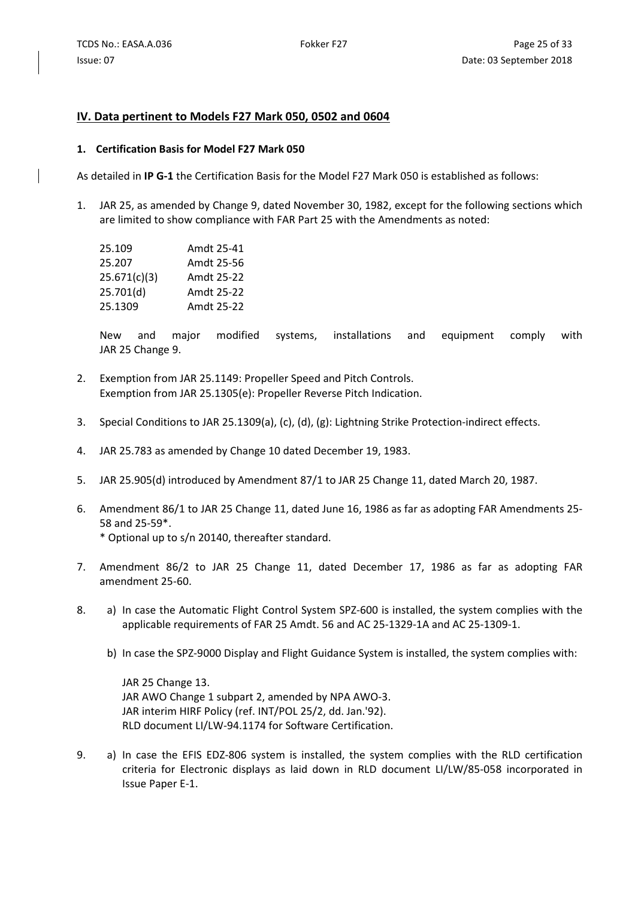## IV. Data pertinent to Models F27 Mark 050, 0502 and 0604

### 1. Certification Basis for Model F27 Mark 050

As detailed in **IP G-1** the Certification Basis for the Model F27 Mark 050 is established as follows:

1. JAR 25, as amended by Change 9, dated November 30, 1982, except for the following sections which are limited to show compliance with FAR Part 25 with the Amendments as noted:

   | | |
   |---|---|
   | 25.109 | Amdt 25-41 |
   | 25.207 | Amdt 25-56 |
   | 25.671(c)(3) | Amdt 25-22 |
   | 25.701(d) | Amdt 25-22 |
   | 25.1309 | Amdt 25-22 |

   New and major modified systems, installations and equipment comply with JAR 25 Change 9.

2. Exemption from JAR 25.1149: Propeller Speed and Pitch Controls.
   Exemption from JAR 25.1305(e): Propeller Reverse Pitch Indication.

3. Special Conditions to JAR 25.1309(a), (c), (d), (g): Lightning Strike Protection-indirect effects.

4. JAR 25.783 as amended by Change 10 dated December 19, 1983.

5. JAR 25.905(d) introduced by Amendment 87/1 to JAR 25 Change 11, dated March 20, 1987.

6. Amendment 86/1 to JAR 25 Change 11, dated June 16, 1986 as far as adopting FAR Amendments 25-58 and 25-59*.
   * Optional up to s/n 20140, thereafter standard.

7. Amendment 86/2 to JAR 25 Change 11, dated December 17, 1986 as far as adopting FAR amendment 25-60.

8. a) In case the Automatic Flight Control System SPZ-600 is installed, the system complies with the applicable requirements of FAR 25 Amdt. 56 and AC 25-1329-1A and AC 25-1309-1.

   b) In case the SPZ-9000 Display and Flight Guidance System is installed, the system complies with:

   JAR 25 Change 13.
   JAR AWO Change 1 subpart 2, amended by NPA AWO-3.
   JAR interim HIRF Policy (ref. INT/POL 25/2, dd. Jan.'92).
   RLD document LI/LW-94.1174 for Software Certification.

9. a) In case the EFIS EDZ-806 system is installed, the system complies with the RLD certification criteria for Electronic displays as laid down in RLD document LI/LW/85-058 incorporated in Issue Paper E-1.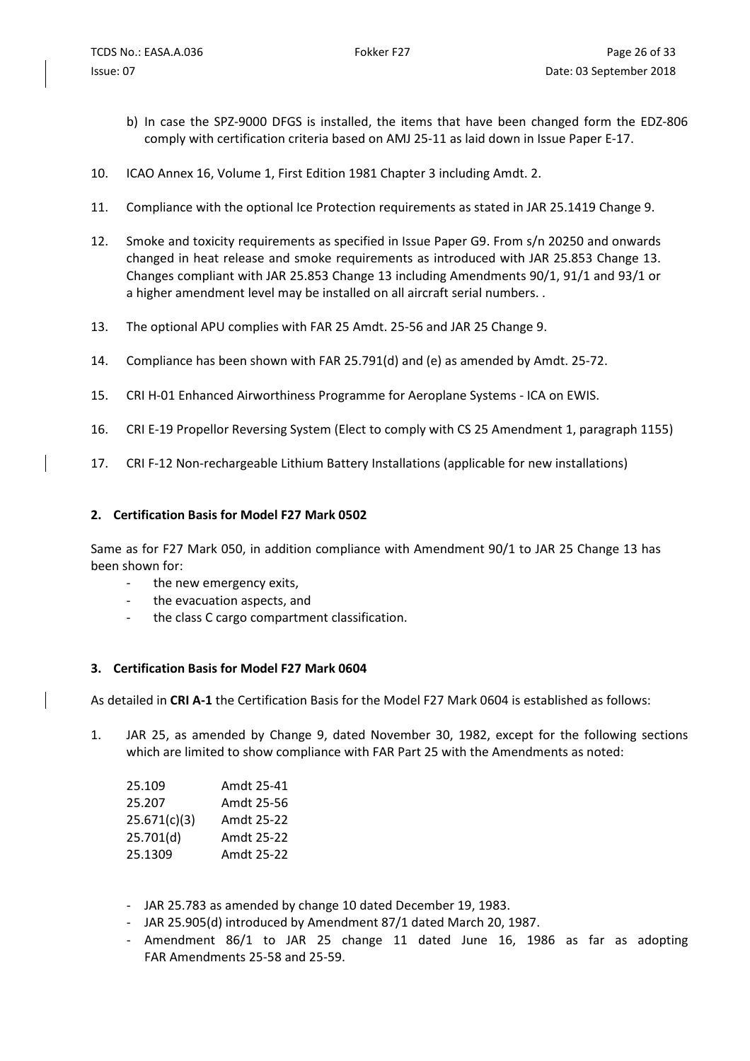b) In case the SPZ-9000 DFGS is installed, the items that have been changed form the EDZ-806 comply with certification criteria based on AMJ 25-11 as laid down in Issue Paper E-17.

10. ICAO Annex 16, Volume 1, First Edition 1981 Chapter 3 including Amdt. 2.

11. Compliance with the optional Ice Protection requirements as stated in JAR 25.1419 Change 9.

12. Smoke and toxicity requirements as specified in Issue Paper G9. From s/n 20250 and onwards changed in heat release and smoke requirements as introduced with JAR 25.853 Change 13. Changes compliant with JAR 25.853 Change 13 including Amendments 90/1, 91/1 and 93/1 or a higher amendment level may be installed on all aircraft serial numbers. .

13. The optional APU complies with FAR 25 Amdt. 25-56 and JAR 25 Change 9.

14. Compliance has been shown with FAR 25.791(d) and (e) as amended by Amdt. 25-72.

15. CRI H-01 Enhanced Airworthiness Programme for Aeroplane Systems - ICA on EWIS.

16. CRI E-19 Propellor Reversing System (Elect to comply with CS 25 Amendment 1, paragraph 1155)

17. CRI F-12 Non-rechargeable Lithium Battery Installations (applicable for new installations)

## 2. Certification Basis for Model F27 Mark 0502

Same as for F27 Mark 050, in addition compliance with Amendment 90/1 to JAR 25 Change 13 has been shown for:

- the new emergency exits,
- the evacuation aspects, and
- the class C cargo compartment classification.

## 3. Certification Basis for Model F27 Mark 0604

As detailed in **CRI A-1** the Certification Basis for the Model F27 Mark 0604 is established as follows:

1. JAR 25, as amended by Change 9, dated November 30, 1982, except for the following sections which are limited to show compliance with FAR Part 25 with the Amendments as noted:

| | |
|---|---|
| 25.109 | Amdt 25-41 |
| 25.207 | Amdt 25-56 |
| 25.671(c)(3) | Amdt 25-22 |
| 25.701(d) | Amdt 25-22 |
| 25.1309 | Amdt 25-22 |

- JAR 25.783 as amended by change 10 dated December 19, 1983.
- JAR 25.905(d) introduced by Amendment 87/1 dated March 20, 1987.
- Amendment 86/1 to JAR 25 change 11 dated June 16, 1986 as far as adopting FAR Amendments 25-58 and 25-59.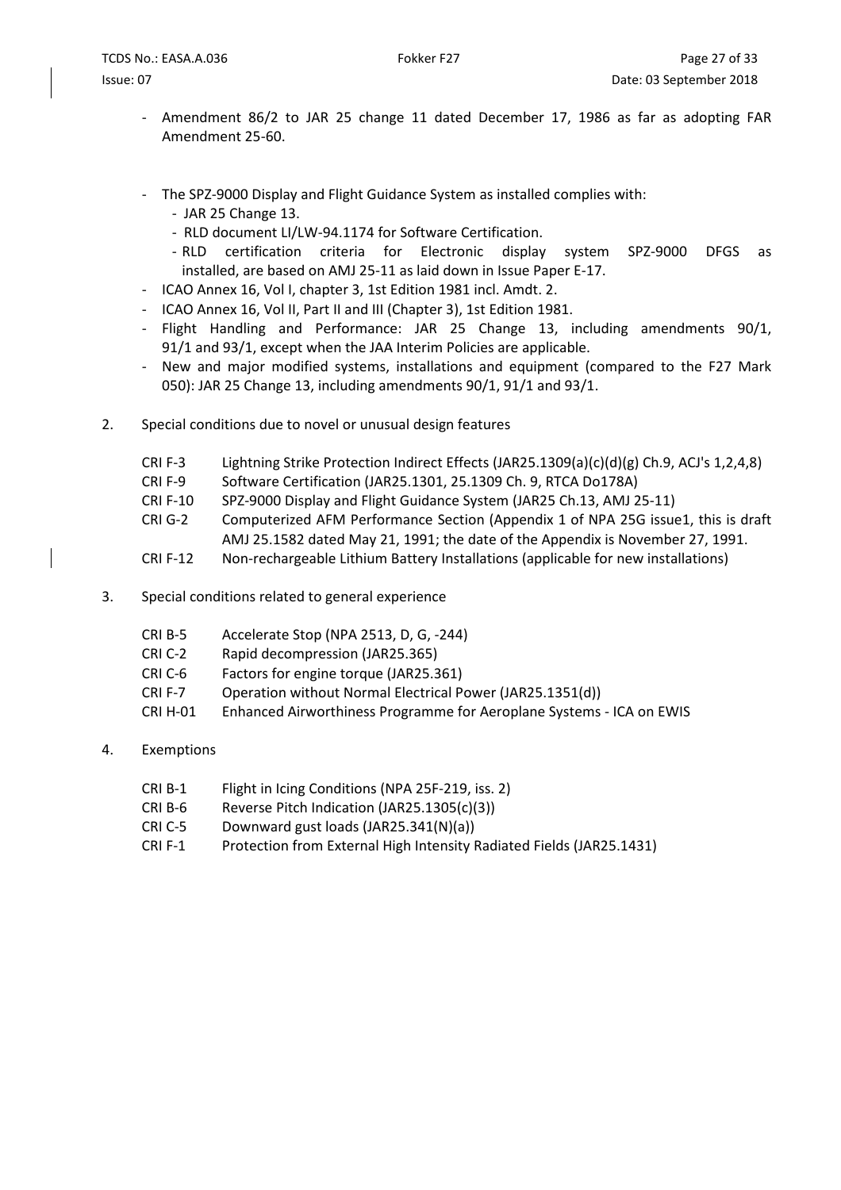- Amendment 86/2 to JAR 25 change 11 dated December 17, 1986 as far as adopting FAR Amendment 25-60.

- The SPZ-9000 Display and Flight Guidance System as installed complies with:
  - JAR 25 Change 13.
  - RLD document LI/LW-94.1174 for Software Certification.
  - RLD certification criteria for Electronic display system SPZ-9000 DFGS as installed, are based on AMJ 25-11 as laid down in Issue Paper E-17.
- ICAO Annex 16, Vol I, chapter 3, 1st Edition 1981 incl. Amdt. 2.
- ICAO Annex 16, Vol II, Part II and III (Chapter 3), 1st Edition 1981.
- Flight Handling and Performance: JAR 25 Change 13, including amendments 90/1, 91/1 and 93/1, except when the JAA Interim Policies are applicable.
- New and major modified systems, installations and equipment (compared to the F27 Mark 050): JAR 25 Change 13, including amendments 90/1, 91/1 and 93/1.

2. Special conditions due to novel or unusual design features

| | |
|---|---|
| CRI F-3 | Lightning Strike Protection Indirect Effects (JAR25.1309(a)(c)(d)(g) Ch.9, ACJ's 1,2,4,8) |
| CRI F-9 | Software Certification (JAR25.1301, 25.1309 Ch. 9, RTCA Do178A) |
| CRI F-10 | SPZ-9000 Display and Flight Guidance System (JAR25 Ch.13, AMJ 25-11) |
| CRI G-2 | Computerized AFM Performance Section (Appendix 1 of NPA 25G issue1, this is draft AMJ 25.1582 dated May 21, 1991; the date of the Appendix is November 27, 1991. |
| CRI F-12 | Non-rechargeable Lithium Battery Installations (applicable for new installations) |

3. Special conditions related to general experience

| | |
|---|---|
| CRI B-5 | Accelerate Stop (NPA 2513, D, G, -244) |
| CRI C-2 | Rapid decompression (JAR25.365) |
| CRI C-6 | Factors for engine torque (JAR25.361) |
| CRI F-7 | Operation without Normal Electrical Power (JAR25.1351(d)) |
| CRI H-01 | Enhanced Airworthiness Programme for Aeroplane Systems - ICA on EWIS |

4. Exemptions

| | |
|---|---|
| CRI B-1 | Flight in Icing Conditions (NPA 25F-219, iss. 2) |
| CRI B-6 | Reverse Pitch Indication (JAR25.1305(c)(3)) |
| CRI C-5 | Downward gust loads (JAR25.341(N)(a)) |
| CRI F-1 | Protection from External High Intensity Radiated Fields (JAR25.1431) |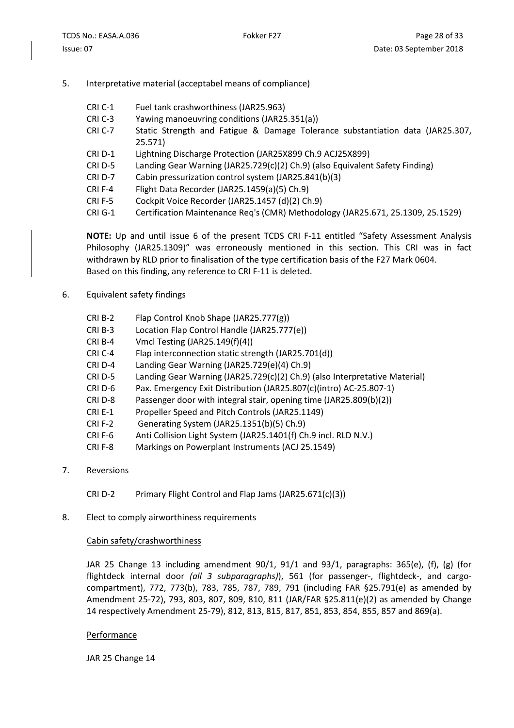5. Interpretative material (acceptabel means of compliance)

| | |
|---|---|
| CRI C-1 | Fuel tank crashworthiness (JAR25.963) |
| CRI C-3 | Yawing manoeuvring conditions (JAR25.351(a)) |
| CRI C-7 | Static Strength and Fatigue & Damage Tolerance substantiation data (JAR25.307, 25.571) |
| CRI D-1 | Lightning Discharge Protection (JAR25X899 Ch.9 ACJ25X899) |
| CRI D-5 | Landing Gear Warning (JAR25.729(c)(2) Ch.9) (also Equivalent Safety Finding) |
| CRI D-7 | Cabin pressurization control system (JAR25.841(b)(3) |
| CRI F-4 | Flight Data Recorder (JAR25.1459(a)(5) Ch.9) |
| CRI F-5 | Cockpit Voice Recorder (JAR25.1457 (d)(2) Ch.9) |
| CRI G-1 | Certification Maintenance Req's (CMR) Methodology (JAR25.671, 25.1309, 25.1529) |

**NOTE:** Up and until issue 6 of the present TCDS CRI F-11 entitled "Safety Assessment Analysis Philosophy (JAR25.1309)" was erroneously mentioned in this section. This CRI was in fact withdrawn by RLD prior to finalisation of the type certification basis of the F27 Mark 0604. Based on this finding, any reference to CRI F-11 is deleted.

6. Equivalent safety findings

| | |
|---|---|
| CRI B-2 | Flap Control Knob Shape (JAR25.777(g)) |
| CRI B-3 | Location Flap Control Handle (JAR25.777(e)) |
| CRI B-4 | Vmcl Testing (JAR25.149(f)(4)) |
| CRI C-4 | Flap interconnection static strength (JAR25.701(d)) |
| CRI D-4 | Landing Gear Warning (JAR25.729(e)(4) Ch.9) |
| CRI D-5 | Landing Gear Warning (JAR25.729(c)(2) Ch.9) (also Interpretative Material) |
| CRI D-6 | Pax. Emergency Exit Distribution (JAR25.807(c)(intro) AC-25.807-1) |
| CRI D-8 | Passenger door with integral stair, opening time (JAR25.809(b)(2)) |
| CRI E-1 | Propeller Speed and Pitch Controls (JAR25.1149) |
| CRI F-2 | Generating System (JAR25.1351(b)(5) Ch.9) |
| CRI F-6 | Anti Collision Light System (JAR25.1401(f) Ch.9 incl. RLD N.V.) |
| CRI F-8 | Markings on Powerplant Instruments (ACJ 25.1549) |

7. Reversions

| | |
|---|---|
| CRI D-2 | Primary Flight Control and Flap Jams (JAR25.671(c)(3)) |

8. Elect to comply airworthiness requirements

Cabin safety/crashworthiness

JAR 25 Change 13 including amendment 90/1, 91/1 and 93/1, paragraphs: 365(e), (f), (g) (for flightdeck internal door *(all 3 subparagraphs)*), 561 (for passenger-, flightdeck-, and cargo-compartment), 772, 773(b), 783, 785, 787, 789, 791 (including FAR §25.791(e) as amended by Amendment 25-72), 793, 803, 807, 809, 810, 811 (JAR/FAR §25.811(e)(2) as amended by Change 14 respectively Amendment 25-79), 812, 813, 815, 817, 851, 853, 854, 855, 857 and 869(a).

Performance

JAR 25 Change 14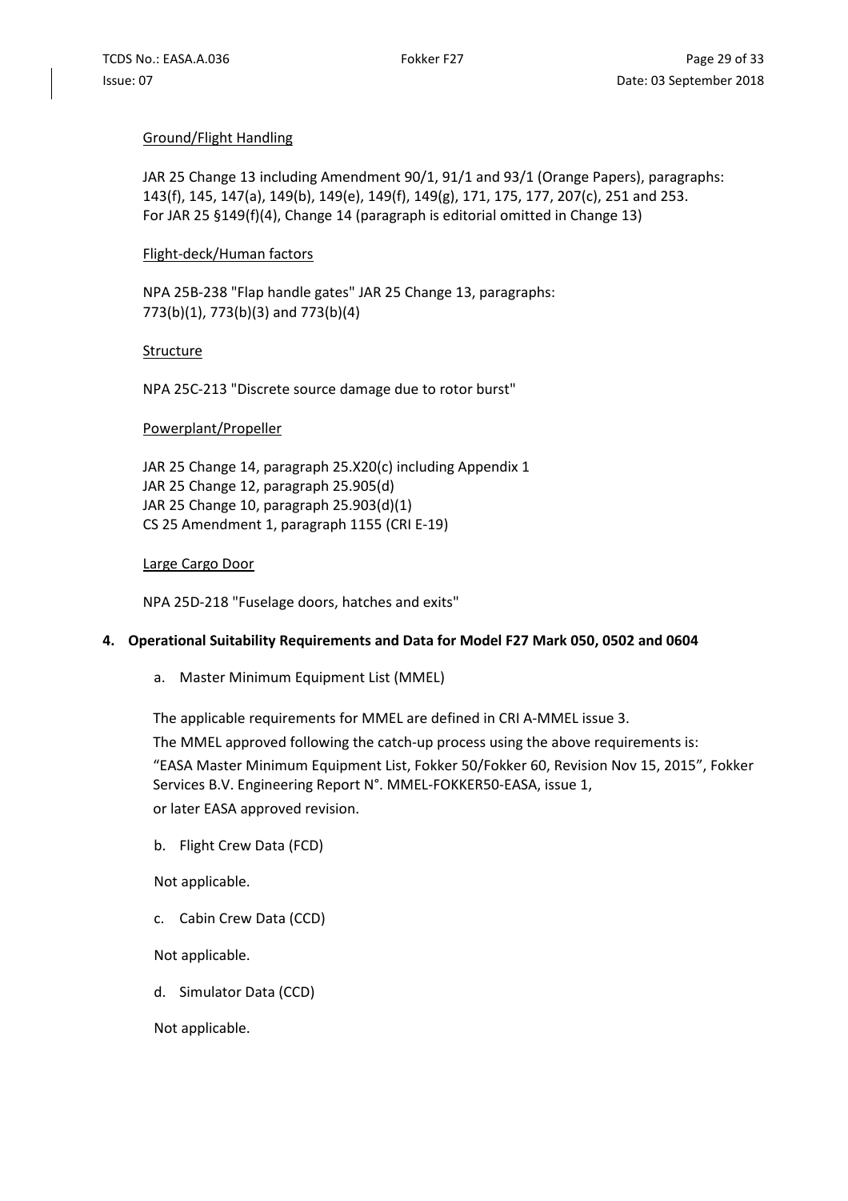Ground/Flight Handling

JAR 25 Change 13 including Amendment 90/1, 91/1 and 93/1 (Orange Papers), paragraphs: 143(f), 145, 147(a), 149(b), 149(e), 149(f), 149(g), 171, 175, 177, 207(c), 251 and 253.
For JAR 25 §149(f)(4), Change 14 (paragraph is editorial omitted in Change 13)

Flight-deck/Human factors

NPA 25B-238 "Flap handle gates" JAR 25 Change 13, paragraphs:
773(b)(1), 773(b)(3) and 773(b)(4)

Structure

NPA 25C-213 "Discrete source damage due to rotor burst"

Powerplant/Propeller

JAR 25 Change 14, paragraph 25.X20(c) including Appendix 1
JAR 25 Change 12, paragraph 25.905(d)
JAR 25 Change 10, paragraph 25.903(d)(1)
CS 25 Amendment 1, paragraph 1155 (CRI E-19)

Large Cargo Door

NPA 25D-218 "Fuselage doors, hatches and exits"

**4. Operational Suitability Requirements and Data for Model F27 Mark 050, 0502 and 0604**

a. Master Minimum Equipment List (MMEL)

The applicable requirements for MMEL are defined in CRI A-MMEL issue 3.
The MMEL approved following the catch-up process using the above requirements is:
"EASA Master Minimum Equipment List, Fokker 50/Fokker 60, Revision Nov 15, 2015", Fokker Services B.V. Engineering Report N°. MMEL-FOKKER50-EASA, issue 1,
or later EASA approved revision.

b. Flight Crew Data (FCD)

Not applicable.

c. Cabin Crew Data (CCD)

Not applicable.

d. Simulator Data (CCD)

Not applicable.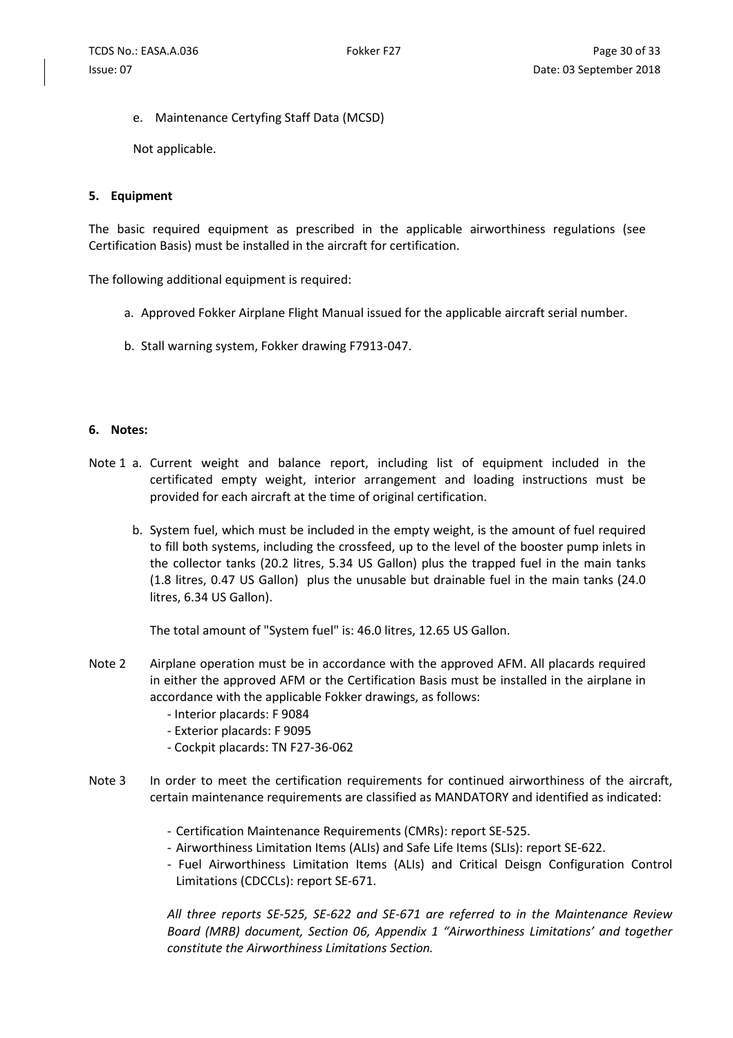e. Maintenance Certyfing Staff Data (MCSD)

Not applicable.

## 5. Equipment

The basic required equipment as prescribed in the applicable airworthiness regulations (see Certification Basis) must be installed in the aircraft for certification.

The following additional equipment is required:

a. Approved Fokker Airplane Flight Manual issued for the applicable aircraft serial number.

b. Stall warning system, Fokker drawing F7913-047.

## 6. Notes:

Note 1 a. Current weight and balance report, including list of equipment included in the certificated empty weight, interior arrangement and loading instructions must be provided for each aircraft at the time of original certification.

b. System fuel, which must be included in the empty weight, is the amount of fuel required to fill both systems, including the crossfeed, up to the level of the booster pump inlets in the collector tanks (20.2 litres, 5.34 US Gallon) plus the trapped fuel in the main tanks (1.8 litres, 0.47 US Gallon) plus the unusable but drainable fuel in the main tanks (24.0 litres, 6.34 US Gallon).

The total amount of "System fuel" is: 46.0 litres, 12.65 US Gallon.

Note 2 Airplane operation must be in accordance with the approved AFM. All placards required in either the approved AFM or the Certification Basis must be installed in the airplane in accordance with the applicable Fokker drawings, as follows:

- Interior placards: F 9084
- Exterior placards: F 9095
- Cockpit placards: TN F27-36-062

Note 3 In order to meet the certification requirements for continued airworthiness of the aircraft, certain maintenance requirements are classified as MANDATORY and identified as indicated:

- Certification Maintenance Requirements (CMRs): report SE-525.
- Airworthiness Limitation Items (ALIs) and Safe Life Items (SLIs): report SE-622.
- Fuel Airworthiness Limitation Items (ALIs) and Critical Deisgn Configuration Control Limitations (CDCCLs): report SE-671.

*All three reports SE-525, SE-622 and SE-671 are referred to in the Maintenance Review Board (MRB) document, Section 06, Appendix 1 "Airworthiness Limitations' and together constitute the Airworthiness Limitations Section.*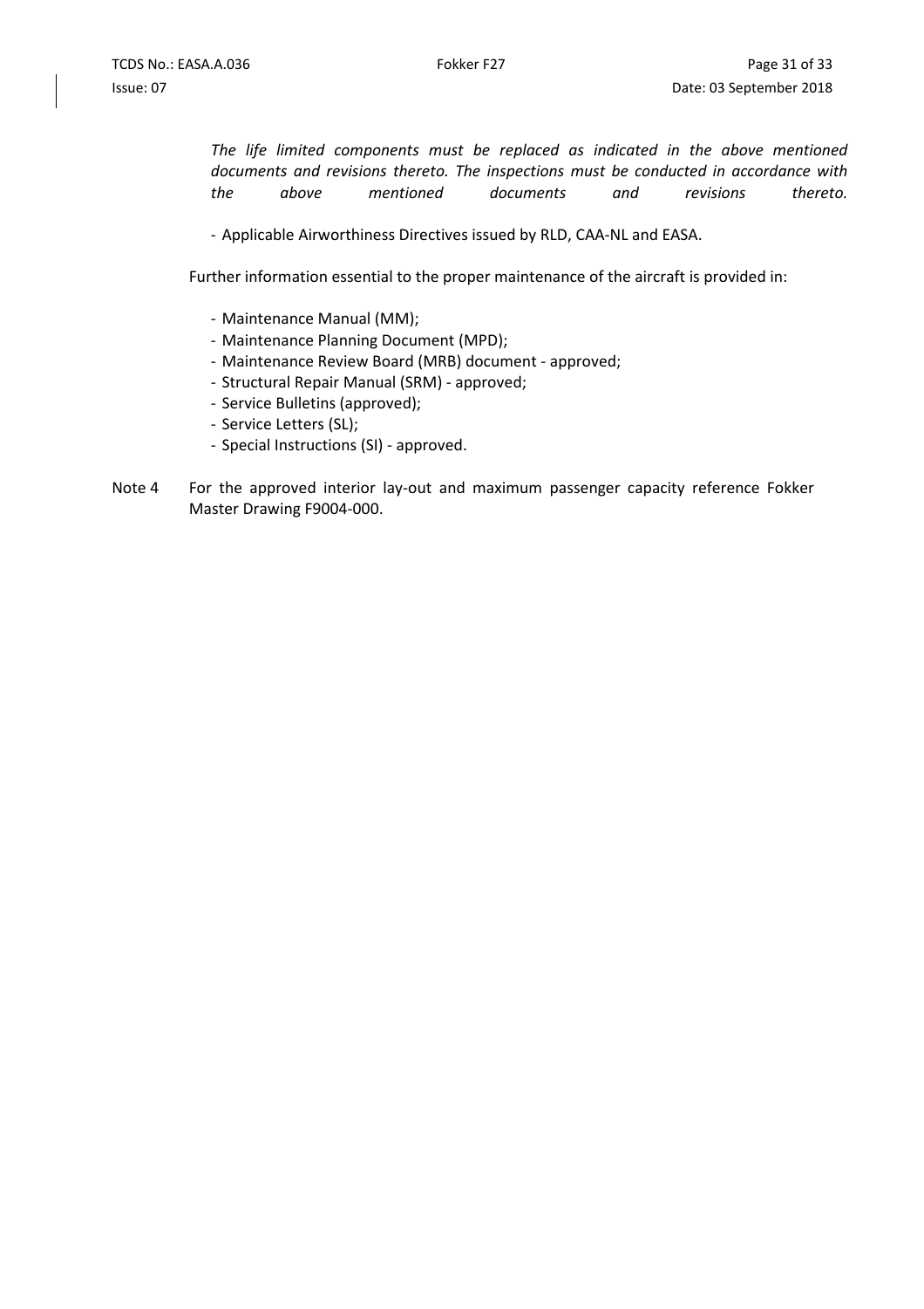*The life limited components must be replaced as indicated in the above mentioned documents and revisions thereto. The inspections must be conducted in accordance with the above mentioned documents and revisions thereto.*

- Applicable Airworthiness Directives issued by RLD, CAA-NL and EASA.

Further information essential to the proper maintenance of the aircraft is provided in:

- Maintenance Manual (MM);
- Maintenance Planning Document (MPD);
- Maintenance Review Board (MRB) document - approved;
- Structural Repair Manual (SRM) - approved;
- Service Bulletins (approved);
- Service Letters (SL);
- Special Instructions (SI) - approved.

Note 4 For the approved interior lay-out and maximum passenger capacity reference Fokker Master Drawing F9004-000.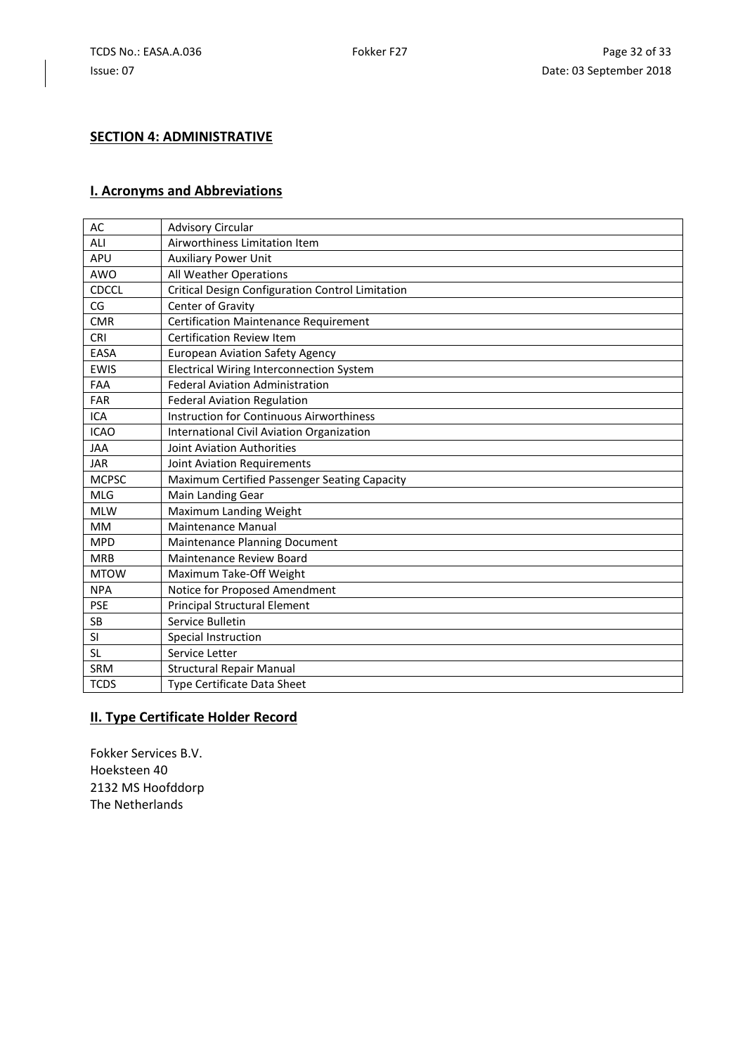## SECTION 4: ADMINISTRATIVE

### I. Acronyms and Abbreviations

| | |
|---|---|
| AC | Advisory Circular |
| ALI | Airworthiness Limitation Item |
| APU | Auxiliary Power Unit |
| AWO | All Weather Operations |
| CDCCL | Critical Design Configuration Control Limitation |
| CG | Center of Gravity |
| CMR | Certification Maintenance Requirement |
| CRI | Certification Review Item |
| EASA | European Aviation Safety Agency |
| EWIS | Electrical Wiring Interconnection System |
| FAA | Federal Aviation Administration |
| FAR | Federal Aviation Regulation |
| ICA | Instruction for Continuous Airworthiness |
| ICAO | International Civil Aviation Organization |
| JAA | Joint Aviation Authorities |
| JAR | Joint Aviation Requirements |
| MCPSC | Maximum Certified Passenger Seating Capacity |
| MLG | Main Landing Gear |
| MLW | Maximum Landing Weight |
| MM | Maintenance Manual |
| MPD | Maintenance Planning Document |
| MRB | Maintenance Review Board |
| MTOW | Maximum Take-Off Weight |
| NPA | Notice for Proposed Amendment |
| PSE | Principal Structural Element |
| SB | Service Bulletin |
| SI | Special Instruction |
| SL | Service Letter |
| SRM | Structural Repair Manual |
| TCDS | Type Certificate Data Sheet |

### II. Type Certificate Holder Record

Fokker Services B.V.
Hoeksteen 40
2132 MS Hoofddorp
The Netherlands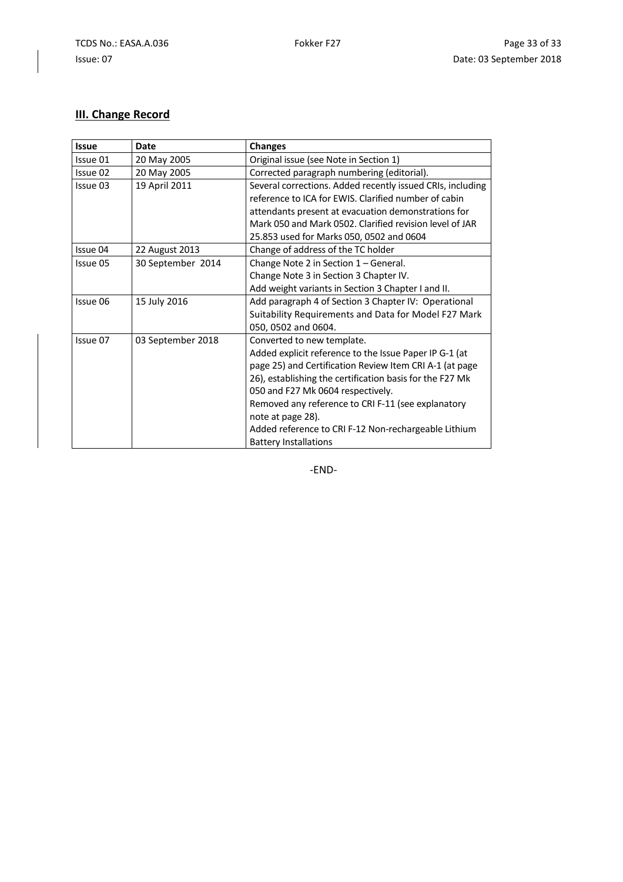## III. Change Record

| Issue | Date | Changes |
|---|---|---|
| Issue 01 | 20 May 2005 | Original issue (see Note in Section 1) |
| Issue 02 | 20 May 2005 | Corrected paragraph numbering (editorial). |
| Issue 03 | 19 April 2011 | Several corrections. Added recently issued CRIs, including reference to ICA for EWIS. Clarified number of cabin attendants present at evacuation demonstrations for Mark 050 and Mark 0502. Clarified revision level of JAR 25.853 used for Marks 050, 0502 and 0604 |
| Issue 04 | 22 August 2013 | Change of address of the TC holder |
| Issue 05 | 30 September 2014 | Change Note 2 in Section 1 – General.<br>Change Note 3 in Section 3 Chapter IV.<br>Add weight variants in Section 3 Chapter I and II. |
| Issue 06 | 15 July 2016 | Add paragraph 4 of Section 3 Chapter IV: Operational Suitability Requirements and Data for Model F27 Mark 050, 0502 and 0604. |
| Issue 07 | 03 September 2018 | Converted to new template.<br>Added explicit reference to the Issue Paper IP G-1 (at page 25) and Certification Review Item CRI A-1 (at page 26), establishing the certification basis for the F27 Mk 050 and F27 Mk 0604 respectively.<br>Removed any reference to CRI F-11 (see explanatory note at page 28).<br>Added reference to CRI F-12 Non-rechargeable Lithium Battery Installations |

-END-